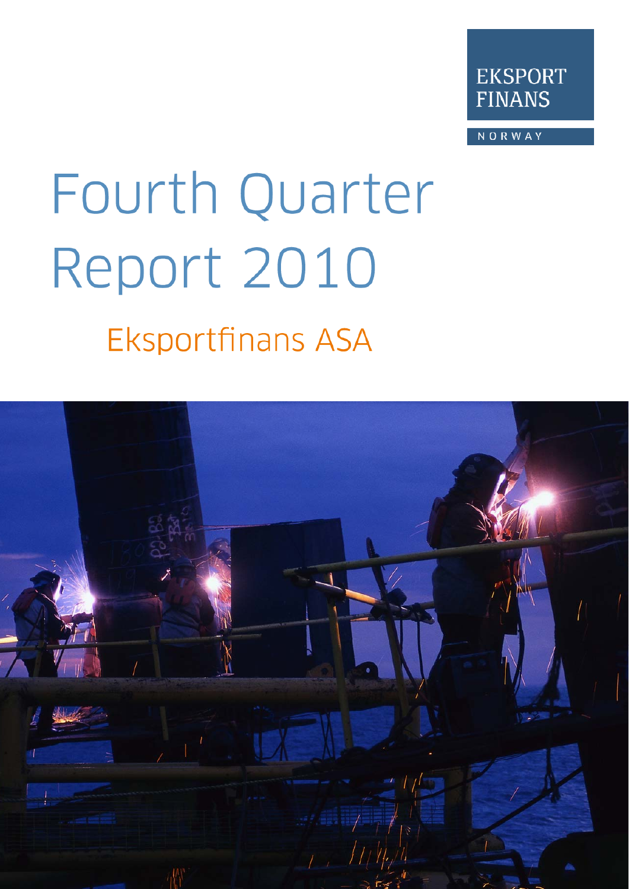EKSPORT FINANS

NORWAY

# Fourth Quarter Report 2010

## Eksportfinans ASA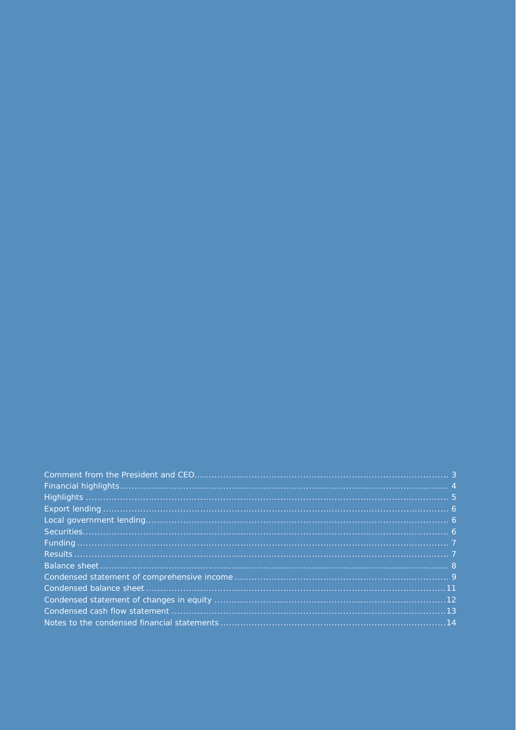| | |
|---|---|
| Comment from the President and CEO | 3 |
| Financial highlights | 4 |
| Highlights | 5 |
| Export lending | 6 |
| Local government lending | 6 |
| Securities | 6 |
| Funding | 7 |
| Results | 7 |
| Balance sheet | 8 |
| Condensed statement of comprehensive income | 9 |
| Condensed balance sheet | 11 |
| Condensed statement of changes in equity | 12 |
| Condensed cash flow statement | 13 |
| Notes to the condensed financial statements | 14 |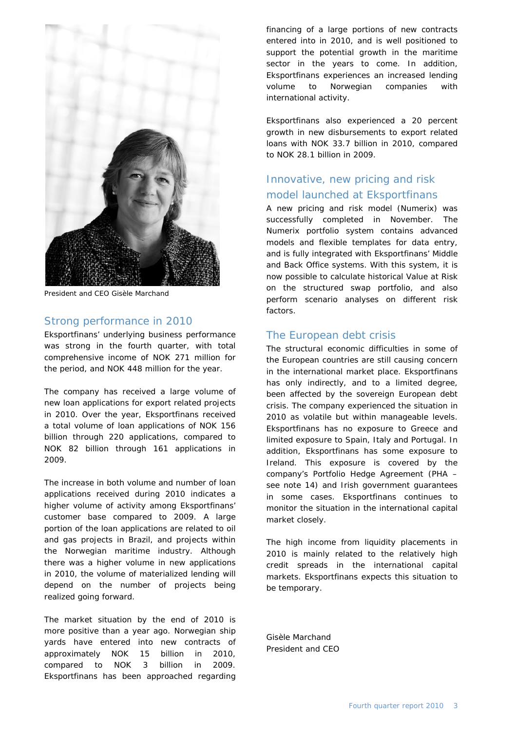President and CEO Gisèle Marchand

## Strong performance in 2010

Eksportfinans' underlying business performance was strong in the fourth quarter, with total comprehensive income of NOK 271 million for the period, and NOK 448 million for the year.

The company has received a large volume of new loan applications for export related projects in 2010. Over the year, Eksportfinans received a total volume of loan applications of NOK 156 billion through 220 applications, compared to NOK 82 billion through 161 applications in 2009.

The increase in both volume and number of loan applications received during 2010 indicates a higher volume of activity among Eksportfinans' customer base compared to 2009. A large portion of the loan applications are related to oil and gas projects in Brazil, and projects within the Norwegian maritime industry. Although there was a higher volume in new applications in 2010, the volume of materialized lending will depend on the number of projects being realized going forward.

The market situation by the end of 2010 is more positive than a year ago. Norwegian ship yards have entered into new contracts of approximately NOK 15 billion in 2010, compared to NOK 3 billion in 2009. Eksportfinans has been approached regarding financing of a large portions of new contracts entered into in 2010, and is well positioned to support the potential growth in the maritime sector in the years to come. In addition, Eksportfinans experiences an increased lending volume to Norwegian companies with international activity.

Eksportfinans also experienced a 20 percent growth in new disbursements to export related loans with NOK 33.7 billion in 2010, compared to NOK 28.1 billion in 2009.

## Innovative, new pricing and risk model launched at Eksportfinans

A new pricing and risk model (Numerix) was successfully completed in November. The Numerix portfolio system contains advanced models and flexible templates for data entry, and is fully integrated with Eksportfinans' Middle and Back Office systems. With this system, it is now possible to calculate historical Value at Risk on the structured swap portfolio, and also perform scenario analyses on different risk factors.

## The European debt crisis

The structural economic difficulties in some of the European countries are still causing concern in the international market place. Eksportfinans has only indirectly, and to a limited degree, been affected by the sovereign European debt crisis. The company experienced the situation in 2010 as volatile but within manageable levels. Eksportfinans has no exposure to Greece and limited exposure to Spain, Italy and Portugal. In addition, Eksportfinans has some exposure to Ireland. This exposure is covered by the company's Portfolio Hedge Agreement (PHA – see note 14) and Irish government guarantees in some cases. Eksportfinans continues to monitor the situation in the international capital market closely.

The high income from liquidity placements in 2010 is mainly related to the relatively high credit spreads in the international capital markets. Eksportfinans expects this situation to be temporary.

Gisèle Marchand
President and CEO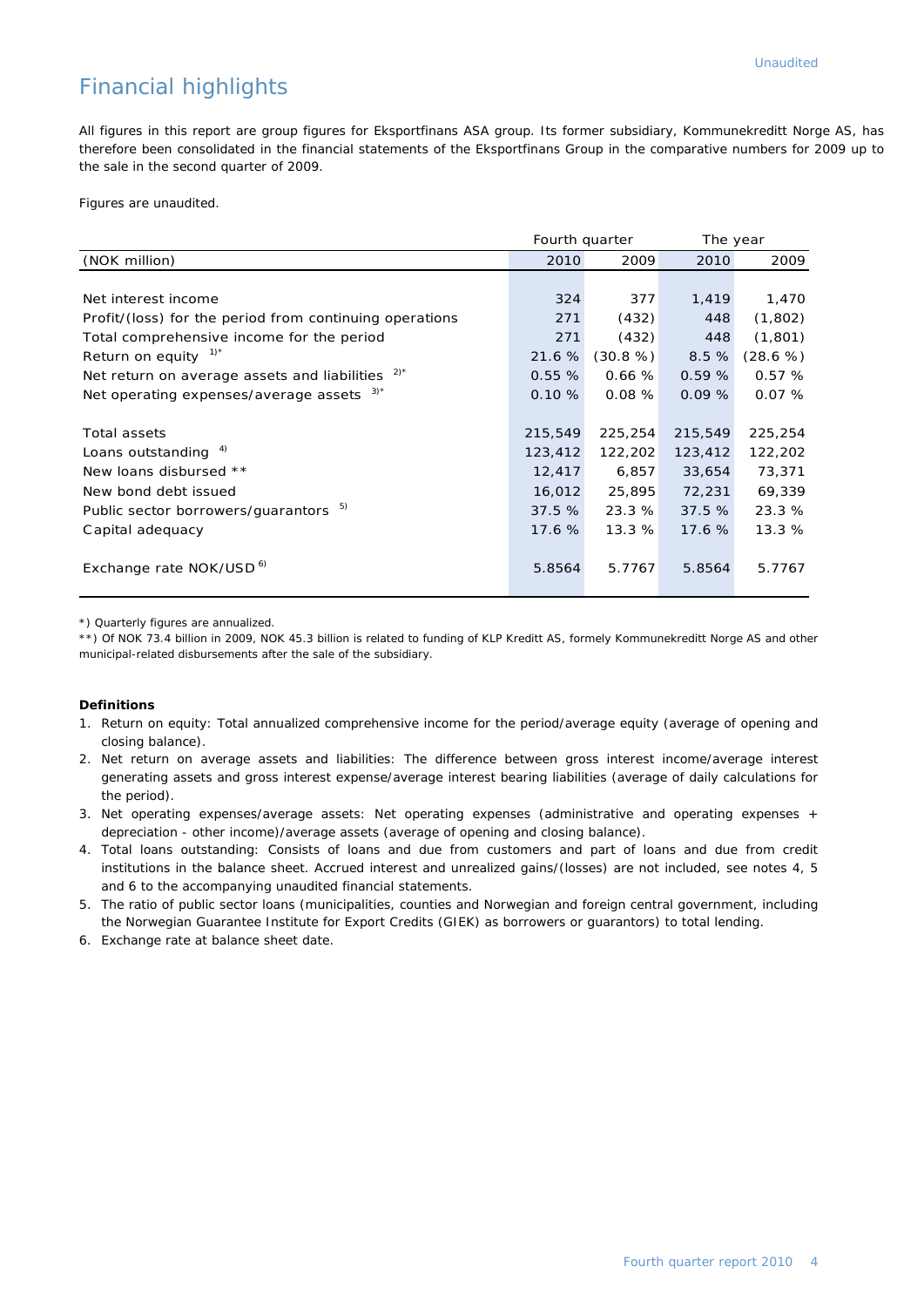# Financial highlights

All figures in this report are group figures for Eksportfinans ASA group. Its former subsidiary, Kommunekreditt Norge AS, has therefore been consolidated in the financial statements of the Eksportfinans Group in the comparative numbers for 2009 up to the sale in the second quarter of 2009.

Figures are unaudited.

| | Fourth quarter | | The year | |
|---|---|---|---|---|
| (NOK million) | 2010 | 2009 | 2010 | 2009 |
| Net interest income | 324 | 377 | 1,419 | 1,470 |
| Profit/(loss) for the period from continuing operations | 271 | (432) | 448 | (1,802) |
| Total comprehensive income for the period | 271 | (432) | 448 | (1,801) |
| Return on equity [1)*] | 21.6 % | (30.8 %) | 8.5 % | (28.6 %) |
| Net return on average assets and liabilities [2)*] | 0.55 % | 0.66 % | 0.59 % | 0.57 % |
| Net operating expenses/average assets [3)*] | 0.10 % | 0.08 % | 0.09 % | 0.07 % |
| Total assets | 215,549 | 225,254 | 215,549 | 225,254 |
| Loans outstanding [4)] | 123,412 | 122,202 | 123,412 | 122,202 |
| New loans disbursed ** | 12,417 | 6,857 | 33,654 | 73,371 |
| New bond debt issued | 16,012 | 25,895 | 72,231 | 69,339 |
| Public sector borrowers/guarantors [5)] | 37.5 % | 23.3 % | 37.5 % | 23.3 % |
| Capital adequacy | 17.6 % | 13.3 % | 17.6 % | 13.3 % |
| Exchange rate NOK/USD [6)] | 5.8564 | 5.7767 | 5.8564 | 5.7767 |

*) Quarterly figures are annualized.

**) Of NOK 73.4 billion in 2009, NOK 45.3 billion is related to funding of KLP Kreditt AS, formely Kommunekreditt Norge AS and other municipal-related disbursements after the sale of the subsidiary.

**Definitions**

1. Return on equity: Total annualized comprehensive income for the period/average equity (average of opening and closing balance).
2. Net return on average assets and liabilities: The difference between gross interest income/average interest generating assets and gross interest expense/average interest bearing liabilities (average of daily calculations for the period).
3. Net operating expenses/average assets: Net operating expenses (administrative and operating expenses + depreciation - other income)/average assets (average of opening and closing balance).
4. Total loans outstanding: Consists of loans and due from customers and part of loans and due from credit institutions in the balance sheet. Accrued interest and unrealized gains/(losses) are not included, see notes 4, 5 and 6 to the accompanying unaudited financial statements.
5. The ratio of public sector loans (municipalities, counties and Norwegian and foreign central government, including the Norwegian Guarantee Institute for Export Credits (GIEK) as borrowers or guarantors) to total lending.
6. Exchange rate at balance sheet date.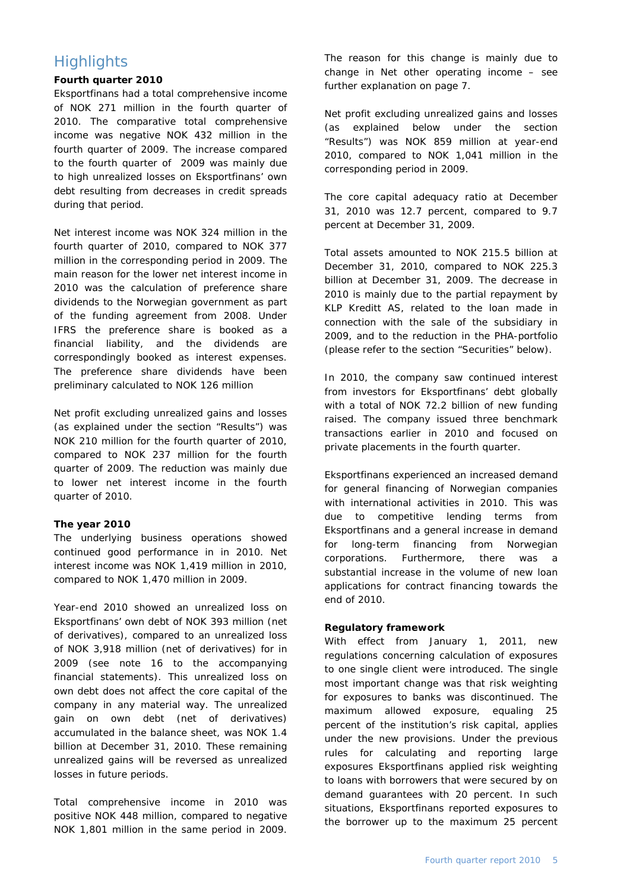# Highlights

### Fourth quarter 2010

Eksportfinans had a total comprehensive income of NOK 271 million in the fourth quarter of 2010. The comparative total comprehensive income was negative NOK 432 million in the fourth quarter of 2009. The increase compared to the fourth quarter of 2009 was mainly due to high unrealized losses on Eksportfinans' own debt resulting from decreases in credit spreads during that period.

Net interest income was NOK 324 million in the fourth quarter of 2010, compared to NOK 377 million in the corresponding period in 2009. The main reason for the lower net interest income in 2010 was the calculation of preference share dividends to the Norwegian government as part of the funding agreement from 2008. Under IFRS the preference share is booked as a financial liability, and the dividends are correspondingly booked as interest expenses. The preference share dividends have been preliminary calculated to NOK 126 million

Net profit excluding unrealized gains and losses (as explained under the section "Results") was NOK 210 million for the fourth quarter of 2010, compared to NOK 237 million for the fourth quarter of 2009. The reduction was mainly due to lower net interest income in the fourth quarter of 2010.

### The year 2010

The underlying business operations showed continued good performance in in 2010. Net interest income was NOK 1,419 million in 2010, compared to NOK 1,470 million in 2009.

Year-end 2010 showed an unrealized loss on Eksportfinans' own debt of NOK 393 million (net of derivatives), compared to an unrealized loss of NOK 3,918 million (net of derivatives) for in 2009 (see note 16 to the accompanying financial statements). This unrealized loss on own debt does not affect the core capital of the company in any material way. The unrealized gain on own debt (net of derivatives) accumulated in the balance sheet, was NOK 1.4 billion at December 31, 2010. These remaining unrealized gains will be reversed as unrealized losses in future periods.

Total comprehensive income in 2010 was positive NOK 448 million, compared to negative NOK 1,801 million in the same period in 2009. The reason for this change is mainly due to change in Net other operating income – see further explanation on page 7.

Net profit excluding unrealized gains and losses (as explained below under the section "Results") was NOK 859 million at year-end 2010, compared to NOK 1,041 million in the corresponding period in 2009.

The core capital adequacy ratio at December 31, 2010 was 12.7 percent, compared to 9.7 percent at December 31, 2009.

Total assets amounted to NOK 215.5 billion at December 31, 2010, compared to NOK 225.3 billion at December 31, 2009. The decrease in 2010 is mainly due to the partial repayment by KLP Kreditt AS, related to the loan made in connection with the sale of the subsidiary in 2009, and to the reduction in the PHA-portfolio (please refer to the section "Securities" below).

In 2010, the company saw continued interest from investors for Eksportfinans' debt globally with a total of NOK 72.2 billion of new funding raised. The company issued three benchmark transactions earlier in 2010 and focused on private placements in the fourth quarter.

Eksportfinans experienced an increased demand for general financing of Norwegian companies with international activities in 2010. This was due to competitive lending terms from Eksportfinans and a general increase in demand for long-term financing from Norwegian corporations. Furthermore, there was a substantial increase in the volume of new loan applications for contract financing towards the end of 2010.

### Regulatory framework

With effect from January 1, 2011, new regulations concerning calculation of exposures to one single client were introduced. The single most important change was that risk weighting for exposures to banks was discontinued. The maximum allowed exposure, equaling 25 percent of the institution's risk capital, applies under the new provisions. Under the previous rules for calculating and reporting large exposures Eksportfinans applied risk weighting to loans with borrowers that were secured by on demand guarantees with 20 percent. In such situations, Eksportfinans reported exposures to the borrower up to the maximum 25 percent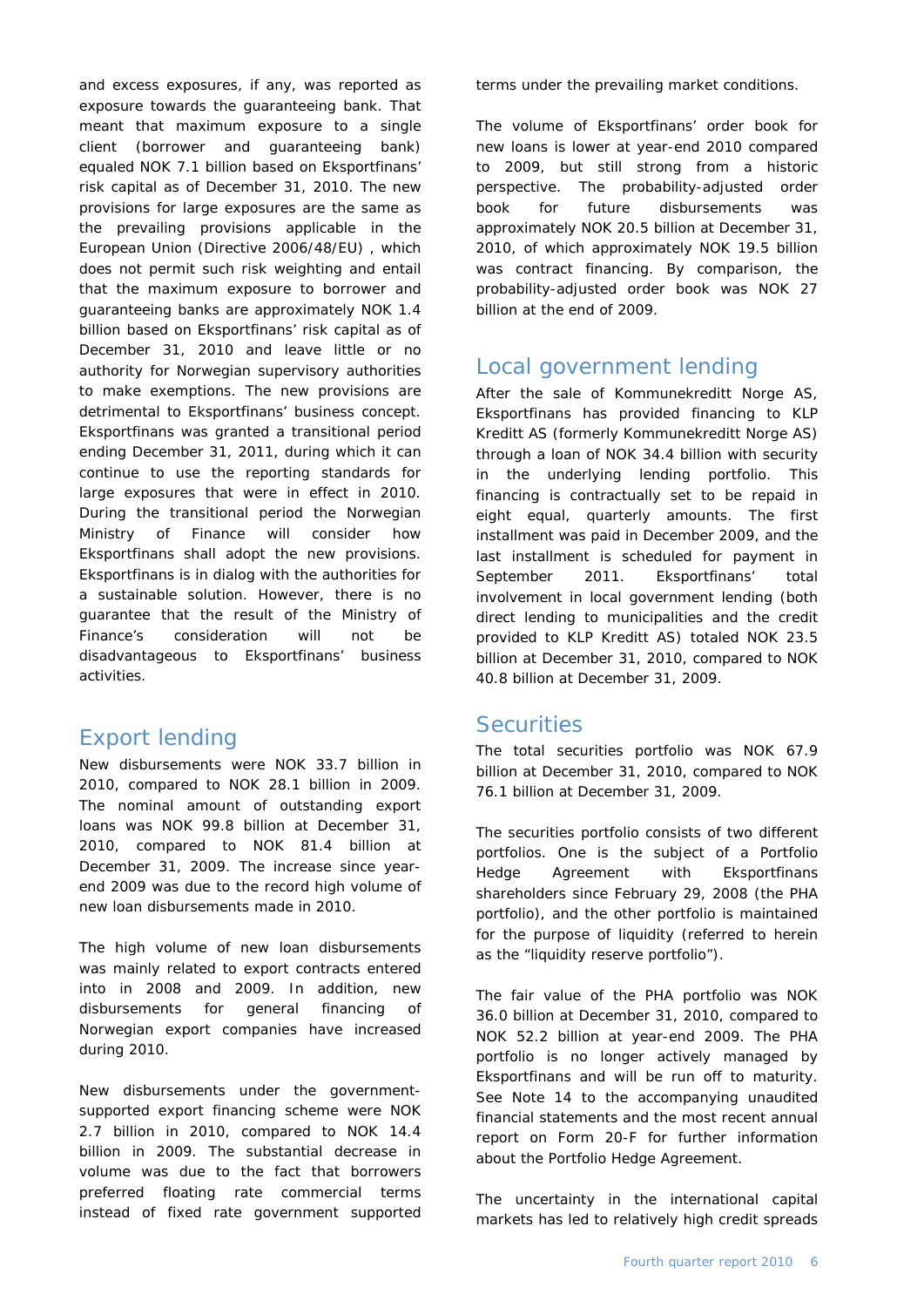and excess exposures, if any, was reported as exposure towards the guaranteeing bank. That meant that maximum exposure to a single client (borrower and guaranteeing bank) equaled NOK 7.1 billion based on Eksportfinans' risk capital as of December 31, 2010. The new provisions for large exposures are the same as the prevailing provisions applicable in the European Union (Directive 2006/48/EU) , which does not permit such risk weighting and entail that the maximum exposure to borrower and guaranteeing banks are approximately NOK 1.4 billion based on Eksportfinans' risk capital as of December 31, 2010 and leave little or no authority for Norwegian supervisory authorities to make exemptions. The new provisions are detrimental to Eksportfinans' business concept. Eksportfinans was granted a transitional period ending December 31, 2011, during which it can continue to use the reporting standards for large exposures that were in effect in 2010. During the transitional period the Norwegian Ministry of Finance will consider how Eksportfinans shall adopt the new provisions. Eksportfinans is in dialog with the authorities for a sustainable solution. However, there is no guarantee that the result of the Ministry of Finance's consideration will not be disadvantageous to Eksportfinans' business activities.

## Export lending

New disbursements were NOK 33.7 billion in 2010, compared to NOK 28.1 billion in 2009. The nominal amount of outstanding export loans was NOK 99.8 billion at December 31, 2010, compared to NOK 81.4 billion at December 31, 2009. The increase since year-end 2009 was due to the record high volume of new loan disbursements made in 2010.

The high volume of new loan disbursements was mainly related to export contracts entered into in 2008 and 2009. In addition, new disbursements for general financing of Norwegian export companies have increased during 2010.

New disbursements under the government-supported export financing scheme were NOK 2.7 billion in 2010, compared to NOK 14.4 billion in 2009. The substantial decrease in volume was due to the fact that borrowers preferred floating rate commercial terms instead of fixed rate government supported terms under the prevailing market conditions.

The volume of Eksportfinans' order book for new loans is lower at year-end 2010 compared to 2009, but still strong from a historic perspective. The probability-adjusted order book for future disbursements was approximately NOK 20.5 billion at December 31, 2010, of which approximately NOK 19.5 billion was contract financing. By comparison, the probability-adjusted order book was NOK 27 billion at the end of 2009.

## Local government lending

After the sale of Kommunekreditt Norge AS, Eksportfinans has provided financing to KLP Kreditt AS (formerly Kommunekreditt Norge AS) through a loan of NOK 34.4 billion with security in the underlying lending portfolio. This financing is contractually set to be repaid in eight equal, quarterly amounts. The first installment was paid in December 2009, and the last installment is scheduled for payment in September 2011. Eksportfinans' total involvement in local government lending (both direct lending to municipalities and the credit provided to KLP Kreditt AS) totaled NOK 23.5 billion at December 31, 2010, compared to NOK 40.8 billion at December 31, 2009.

## Securities

The total securities portfolio was NOK 67.9 billion at December 31, 2010, compared to NOK 76.1 billion at December 31, 2009.

The securities portfolio consists of two different portfolios. One is the subject of a Portfolio Hedge Agreement with Eksportfinans shareholders since February 29, 2008 (the PHA portfolio), and the other portfolio is maintained for the purpose of liquidity (referred to herein as the "liquidity reserve portfolio").

The fair value of the PHA portfolio was NOK 36.0 billion at December 31, 2010, compared to NOK 52.2 billion at year-end 2009. The PHA portfolio is no longer actively managed by Eksportfinans and will be run off to maturity. See Note 14 to the accompanying unaudited financial statements and the most recent annual report on Form 20-F for further information about the Portfolio Hedge Agreement.

The uncertainty in the international capital markets has led to relatively high credit spreads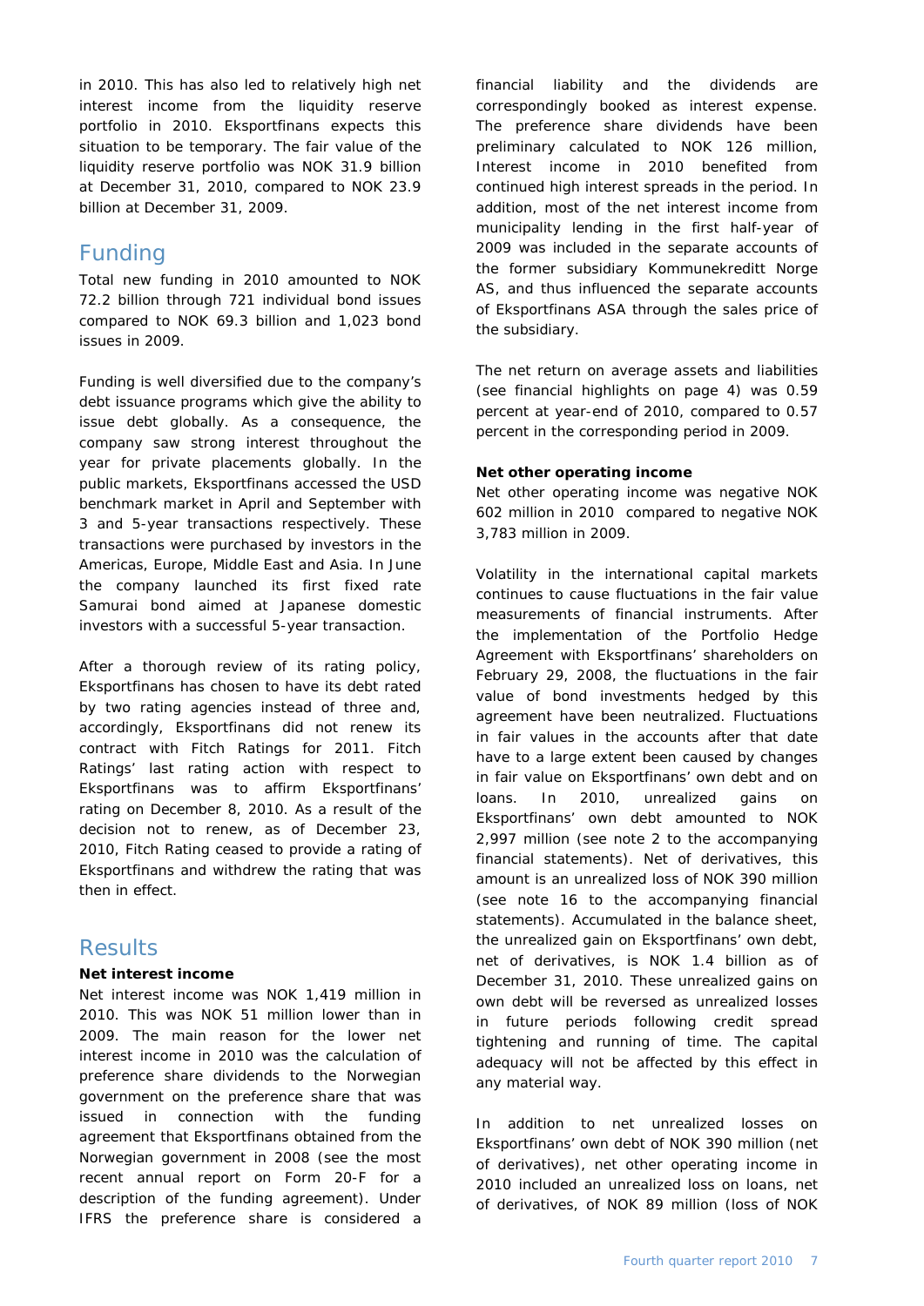in 2010. This has also led to relatively high net interest income from the liquidity reserve portfolio in 2010. Eksportfinans expects this situation to be temporary. The fair value of the liquidity reserve portfolio was NOK 31.9 billion at December 31, 2010, compared to NOK 23.9 billion at December 31, 2009.

## Funding

Total new funding in 2010 amounted to NOK 72.2 billion through 721 individual bond issues compared to NOK 69.3 billion and 1,023 bond issues in 2009.

Funding is well diversified due to the company's debt issuance programs which give the ability to issue debt globally. As a consequence, the company saw strong interest throughout the year for private placements globally. In the public markets, Eksportfinans accessed the USD benchmark market in April and September with 3 and 5-year transactions respectively. These transactions were purchased by investors in the Americas, Europe, Middle East and Asia. In June the company launched its first fixed rate Samurai bond aimed at Japanese domestic investors with a successful 5-year transaction.

After a thorough review of its rating policy, Eksportfinans has chosen to have its debt rated by two rating agencies instead of three and, accordingly, Eksportfinans did not renew its contract with Fitch Ratings for 2011. Fitch Ratings' last rating action with respect to Eksportfinans was to affirm Eksportfinans' rating on December 8, 2010. As a result of the decision not to renew, as of December 23, 2010, Fitch Rating ceased to provide a rating of Eksportfinans and withdrew the rating that was then in effect.

## Results

**Net interest income**

Net interest income was NOK 1,419 million in 2010. This was NOK 51 million lower than in 2009. The main reason for the lower net interest income in 2010 was the calculation of preference share dividends to the Norwegian government on the preference share that was issued in connection with the funding agreement that Eksportfinans obtained from the Norwegian government in 2008 (see the most recent annual report on Form 20-F for a description of the funding agreement). Under IFRS the preference share is considered a financial liability and the dividends are correspondingly booked as interest expense. The preference share dividends have been preliminary calculated to NOK 126 million, Interest income in 2010 benefited from continued high interest spreads in the period. In addition, most of the net interest income from municipality lending in the first half-year of 2009 was included in the separate accounts of the former subsidiary Kommunekreditt Norge AS, and thus influenced the separate accounts of Eksportfinans ASA through the sales price of the subsidiary.

The net return on average assets and liabilities (see financial highlights on page 4) was 0.59 percent at year-end of 2010, compared to 0.57 percent in the corresponding period in 2009.

**Net other operating income**

Net other operating income was negative NOK 602 million in 2010 compared to negative NOK 3,783 million in 2009.

Volatility in the international capital markets continues to cause fluctuations in the fair value measurements of financial instruments. After the implementation of the Portfolio Hedge Agreement with Eksportfinans' shareholders on February 29, 2008, the fluctuations in the fair value of bond investments hedged by this agreement have been neutralized. Fluctuations in fair values in the accounts after that date have to a large extent been caused by changes in fair value on Eksportfinans' own debt and on loans. In 2010, unrealized gains on Eksportfinans' own debt amounted to NOK 2,997 million (see note 2 to the accompanying financial statements). Net of derivatives, this amount is an unrealized loss of NOK 390 million (see note 16 to the accompanying financial statements). Accumulated in the balance sheet, the unrealized gain on Eksportfinans' own debt, net of derivatives, is NOK 1.4 billion as of December 31, 2010. These unrealized gains on own debt will be reversed as unrealized losses in future periods following credit spread tightening and running of time. The capital adequacy will not be affected by this effect in any material way.

In addition to net unrealized losses on Eksportfinans' own debt of NOK 390 million (net of derivatives), net other operating income in 2010 included an unrealized loss on loans, net of derivatives, of NOK 89 million (loss of NOK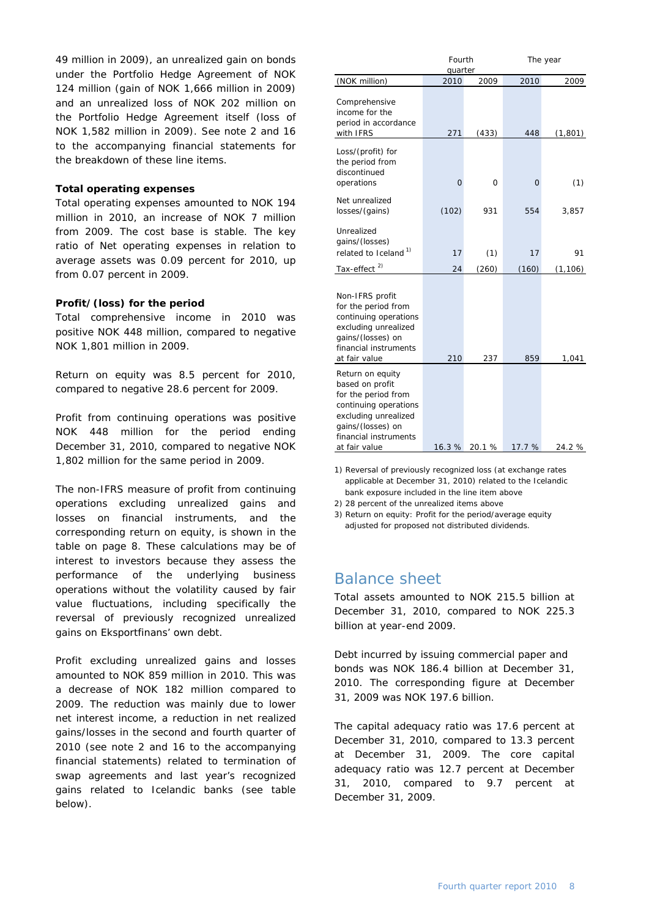49 million in 2009), an unrealized gain on bonds under the Portfolio Hedge Agreement of NOK 124 million (gain of NOK 1,666 million in 2009) and an unrealized loss of NOK 202 million on the Portfolio Hedge Agreement itself (loss of NOK 1,582 million in 2009). See note 2 and 16 to the accompanying financial statements for the breakdown of these line items.

**Total operating expenses**

Total operating expenses amounted to NOK 194 million in 2010, an increase of NOK 7 million from 2009. The cost base is stable. The key ratio of Net operating expenses in relation to average assets was 0.09 percent for 2010, up from 0.07 percent in 2009.

**Profit/(loss) for the period**

Total comprehensive income in 2010 was positive NOK 448 million, compared to negative NOK 1,801 million in 2009.

Return on equity was 8.5 percent for 2010, compared to negative 28.6 percent for 2009.

Profit from continuing operations was positive NOK 448 million for the period ending December 31, 2010, compared to negative NOK 1,802 million for the same period in 2009.

The non-IFRS measure of profit from continuing operations excluding unrealized gains and losses on financial instruments, and the corresponding return on equity, is shown in the table on page 8. These calculations may be of interest to investors because they assess the performance of the underlying business operations without the volatility caused by fair value fluctuations, including specifically the reversal of previously recognized unrealized gains on Eksportfinans' own debt.

Profit excluding unrealized gains and losses amounted to NOK 859 million in 2010. This was a decrease of NOK 182 million compared to 2009. The reduction was mainly due to lower net interest income, a reduction in net realized gains/losses in the second and fourth quarter of 2010 (see note 2 and 16 to the accompanying financial statements) related to termination of swap agreements and last year's recognized gains related to Icelandic banks (see table below).

| | Fourth quarter | | The year | |
|---|---|---|---|---|
| (NOK million) | 2010 | 2009 | 2010 | 2009 |
| Comprehensive income for the period in accordance with IFRS | 271 | (433) | 448 | (1,801) |
| Loss/(profit) for the period from discontinued operations | 0 | 0 | 0 | (1) |
| Net unrealized losses/(gains) | (102) | 931 | 554 | 3,857 |
| Unrealized gains/(losses) related to Iceland [1] | 17 | (1) | 17 | 91 |
| Tax-effect [2] | 24 | (260) | (160) | (1,106) |
| Non-IFRS profit for the period from continuing operations excluding unrealized gains/(losses) on financial instruments at fair value | 210 | 237 | 859 | 1,041 |
| Return on equity based on profit for the period from continuing operations excluding unrealized gains/(losses) on financial instruments at fair value | 16.3 % | 20.1 % | 17.7 % | 24.2 % |

1) Reversal of previously recognized loss (at exchange rates applicable at December 31, 2010) related to the Icelandic bank exposure included in the line item above
2) 28 percent of the unrealized items above
3) Return on equity: Profit for the period/average equity adjusted for proposed not distributed dividends.

## Balance sheet

Total assets amounted to NOK 215.5 billion at December 31, 2010, compared to NOK 225.3 billion at year-end 2009.

Debt incurred by issuing commercial paper and bonds was NOK 186.4 billion at December 31, 2010. The corresponding figure at December 31, 2009 was NOK 197.6 billion.

The capital adequacy ratio was 17.6 percent at December 31, 2010, compared to 13.3 percent at December 31, 2009. The core capital adequacy ratio was 12.7 percent at December 31, 2010, compared to 9.7 percent at December 31, 2009.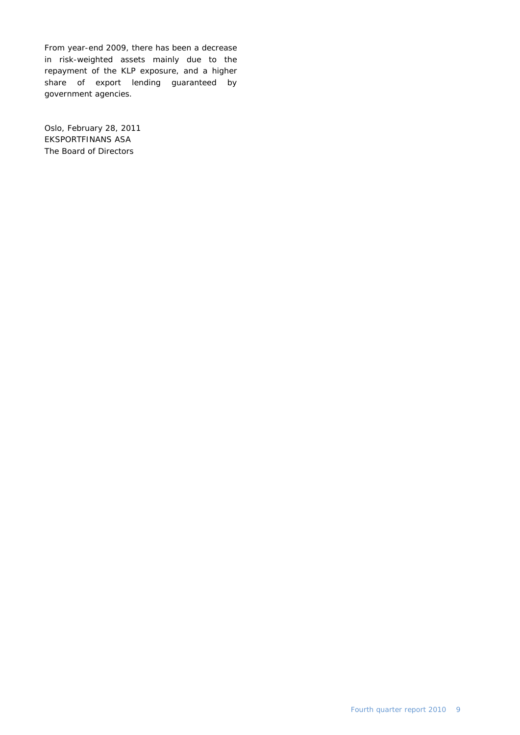From year-end 2009, there has been a decrease in risk-weighted assets mainly due to the repayment of the KLP exposure, and a higher share of export lending guaranteed by government agencies.

Oslo, February 28, 2011
EKSPORTFINANS ASA
The Board of Directors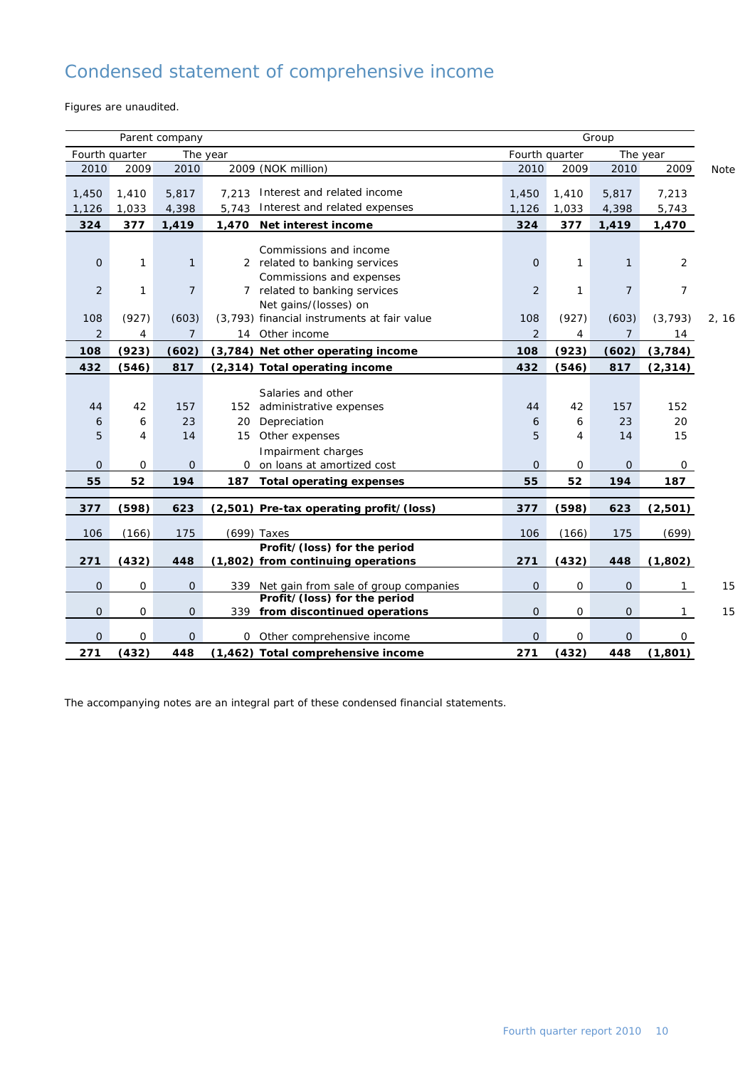# Condensed statement of comprehensive income

Figures are unaudited.

| Parent company | | | | | Group | | | | |
|---|---|---|---|---|---|---|---|---|---|
| Fourth quarter | | The year | | | Fourth quarter | | The year | | |
| 2010 | 2009 | 2010 | 2009 | (NOK million) | 2010 | 2009 | 2010 | 2009 | Note |
| 1,450 | 1,410 | 5,817 | 7,213 | Interest and related income | 1,450 | 1,410 | 5,817 | 7,213 | |
| 1,126 | 1,033 | 4,398 | 5,743 | Interest and related expenses | 1,126 | 1,033 | 4,398 | 5,743 | |
| **324** | **377** | **1,419** | **1,470** | **Net interest income** | **324** | **377** | **1,419** | **1,470** | |
| 0 | 1 | 1 | 2 | Commissions and income related to banking services | 0 | 1 | 1 | 2 | |
| 2 | 1 | 7 | 7 | Commissions and expenses related to banking services | 2 | 1 | 7 | 7 | |
| 108 | (927) | (603) | (3,793) | Net gains/(losses) on financial instruments at fair value | 108 | (927) | (603) | (3,793) | 2, 16 |
| 2 | 4 | 7 | 14 | Other income | 2 | 4 | 7 | 14 | |
| **108** | **(923)** | **(602)** | **(3,784)** | **Net other operating income** | **108** | **(923)** | **(602)** | **(3,784)** | |
| **432** | **(546)** | **817** | **(2,314)** | **Total operating income** | **432** | **(546)** | **817** | **(2,314)** | |
| 44 | 42 | 157 | 152 | Salaries and other administrative expenses | 44 | 42 | 157 | 152 | |
| 6 | 6 | 23 | 20 | Depreciation | 6 | 6 | 23 | 20 | |
| 5 | 4 | 14 | 15 | Other expenses | 5 | 4 | 14 | 15 | |
| 0 | 0 | 0 | 0 | Impairment charges on loans at amortized cost | 0 | 0 | 0 | 0 | |
| **55** | **52** | **194** | **187** | **Total operating expenses** | **55** | **52** | **194** | **187** | |
| **377** | **(598)** | **623** | **(2,501)** | **Pre-tax operating profit/(loss)** | **377** | **(598)** | **623** | **(2,501)** | |
| 106 | (166) | 175 | (699) | Taxes | 106 | (166) | 175 | (699) | |
| **271** | **(432)** | **448** | **(1,802)** | **Profit/(loss) for the period from continuing operations** | **271** | **(432)** | **448** | **(1,802)** | |
| 0 | 0 | 0 | 339 | Net gain from sale of group companies | 0 | 0 | 0 | 1 | 15 |
| 0 | 0 | 0 | 339 | **Profit/(loss) for the period from discontinued operations** | 0 | 0 | 0 | 1 | 15 |
| 0 | 0 | 0 | 0 | Other comprehensive income | 0 | 0 | 0 | 0 | |
| **271** | **(432)** | **448** | **(1,462)** | **Total comprehensive income** | **271** | **(432)** | **448** | **(1,801)** | |

The accompanying notes are an integral part of these condensed financial statements.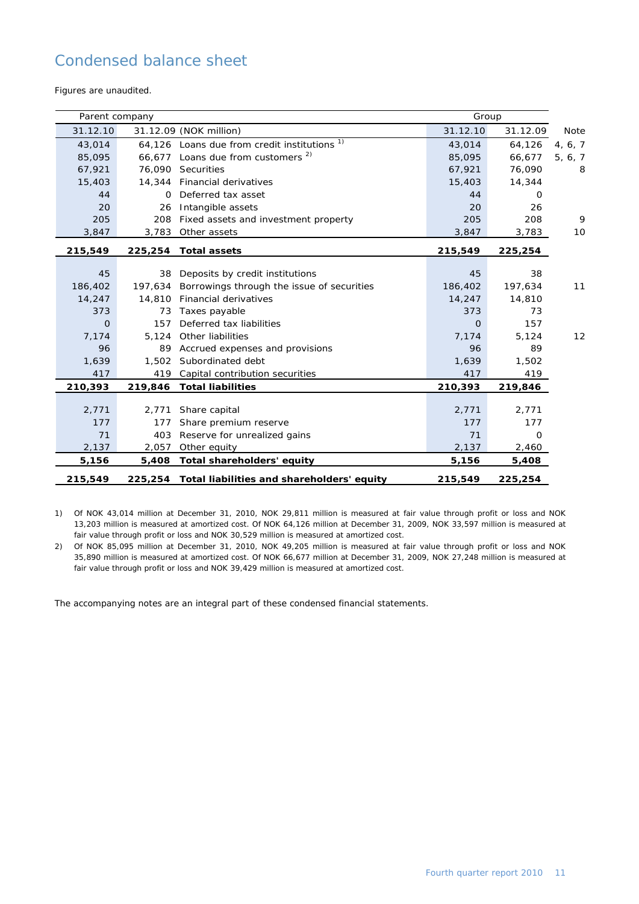# Condensed balance sheet

Figures are unaudited.

| Parent company | | | Group | | |
|---|---|---|---|---|---|
| 31.12.10 | 31.12.09 | (NOK million) | 31.12.10 | 31.12.09 | Note |
| 43,014 | 64,126 | Loans due from credit institutions [1)] | 43,014 | 64,126 | 4, 6, 7 |
| 85,095 | 66,677 | Loans due from customers [2)] | 85,095 | 66,677 | 5, 6, 7 |
| 67,921 | 76,090 | Securities | 67,921 | 76,090 | 8 |
| 15,403 | 14,344 | Financial derivatives | 15,403 | 14,344 | |
| 44 | 0 | Deferred tax asset | 44 | 0 | |
| 20 | 26 | Intangible assets | 20 | 26 | |
| 205 | 208 | Fixed assets and investment property | 205 | 208 | 9 |
| 3,847 | 3,783 | Other assets | 3,847 | 3,783 | 10 |
| **215,549** | **225,254** | **Total assets** | **215,549** | **225,254** | |
| | | | | | |
| 45 | 38 | Deposits by credit institutions | 45 | 38 | |
| 186,402 | 197,634 | Borrowings through the issue of securities | 186,402 | 197,634 | 11 |
| 14,247 | 14,810 | Financial derivatives | 14,247 | 14,810 | |
| 373 | 73 | Taxes payable | 373 | 73 | |
| 0 | 157 | Deferred tax liabilities | 0 | 157 | |
| 7,174 | 5,124 | Other liabilities | 7,174 | 5,124 | 12 |
| 96 | 89 | Accrued expenses and provisions | 96 | 89 | |
| 1,639 | 1,502 | Subordinated debt | 1,639 | 1,502 | |
| 417 | 419 | Capital contribution securities | 417 | 419 | |
| **210,393** | **219,846** | **Total liabilities** | **210,393** | **219,846** | |
| | | | | | |
| 2,771 | 2,771 | Share capital | 2,771 | 2,771 | |
| 177 | 177 | Share premium reserve | 177 | 177 | |
| 71 | 403 | Reserve for unrealized gains | 71 | 0 | |
| 2,137 | 2,057 | Other equity | 2,137 | 2,460 | |
| **5,156** | **5,408** | **Total shareholders' equity** | **5,156** | **5,408** | |
| **215,549** | **225,254** | **Total liabilities and shareholders' equity** | **215,549** | **225,254** | |

1) Of NOK 43,014 million at December 31, 2010, NOK 29,811 million is measured at fair value through profit or loss and NOK 13,203 million is measured at amortized cost. Of NOK 64,126 million at December 31, 2009, NOK 33,597 million is measured at fair value through profit or loss and NOK 30,529 million is measured at amortized cost.

2) Of NOK 85,095 million at December 31, 2010, NOK 49,205 million is measured at fair value through profit or loss and NOK 35,890 million is measured at amortized cost. Of NOK 66,677 million at December 31, 2009, NOK 27,248 million is measured at fair value through profit or loss and NOK 39,429 million is measured at amortized cost.

The accompanying notes are an integral part of these condensed financial statements.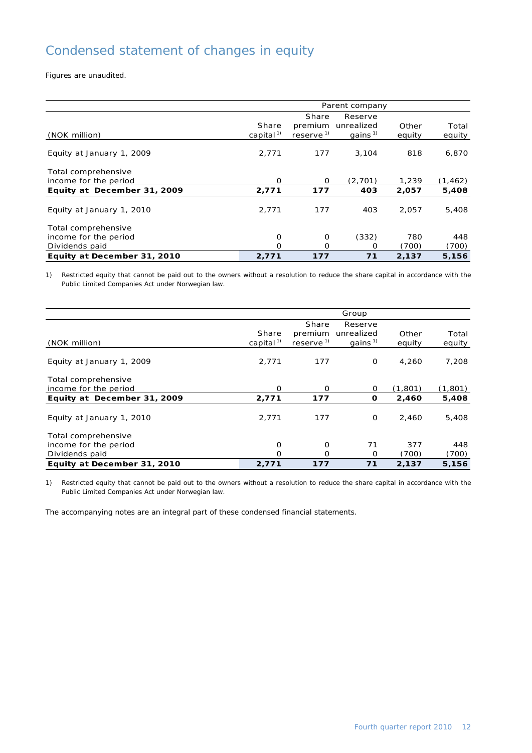# Condensed statement of changes in equity

Figures are unaudited.

| | Parent company | | | | |
|---|---|---|---|---|---|
| (NOK million) | Share capital [1] | Share premium reserve [1] | Reserve unrealized gains [1] | Other equity | Total equity |
| Equity at January 1, 2009 | 2,771 | 177 | 3,104 | 818 | 6,870 |
| Total comprehensive income for the period | 0 | 0 | (2,701) | 1,239 | (1,462) |
| **Equity at December 31, 2009** | **2,771** | **177** | **403** | **2,057** | **5,408** |
| Equity at January 1, 2010 | 2,771 | 177 | 403 | 2,057 | 5,408 |
| Total comprehensive income for the period | 0 | 0 | (332) | 780 | 448 |
| Dividends paid | 0 | 0 | 0 | (700) | (700) |
| **Equity at December 31, 2010** | **2,771** | **177** | **71** | **2,137** | **5,156** |

1) Restricted equity that cannot be paid out to the owners without a resolution to reduce the share capital in accordance with the Public Limited Companies Act under Norwegian law.

| | Group | | | | |
|---|---|---|---|---|---|
| (NOK million) | Share capital [1] | Share premium reserve [1] | Reserve unrealized gains [1] | Other equity | Total equity |
| Equity at January 1, 2009 | 2,771 | 177 | 0 | 4,260 | 7,208 |
| Total comprehensive income for the period | 0 | 0 | 0 | (1,801) | (1,801) |
| **Equity at December 31, 2009** | **2,771** | **177** | **0** | **2,460** | **5,408** |
| Equity at January 1, 2010 | 2,771 | 177 | 0 | 2,460 | 5,408 |
| Total comprehensive income for the period | 0 | 0 | 71 | 377 | 448 |
| Dividends paid | 0 | 0 | 0 | (700) | (700) |
| **Equity at December 31, 2010** | **2,771** | **177** | **71** | **2,137** | **5,156** |

1) Restricted equity that cannot be paid out to the owners without a resolution to reduce the share capital in accordance with the Public Limited Companies Act under Norwegian law.

The accompanying notes are an integral part of these condensed financial statements.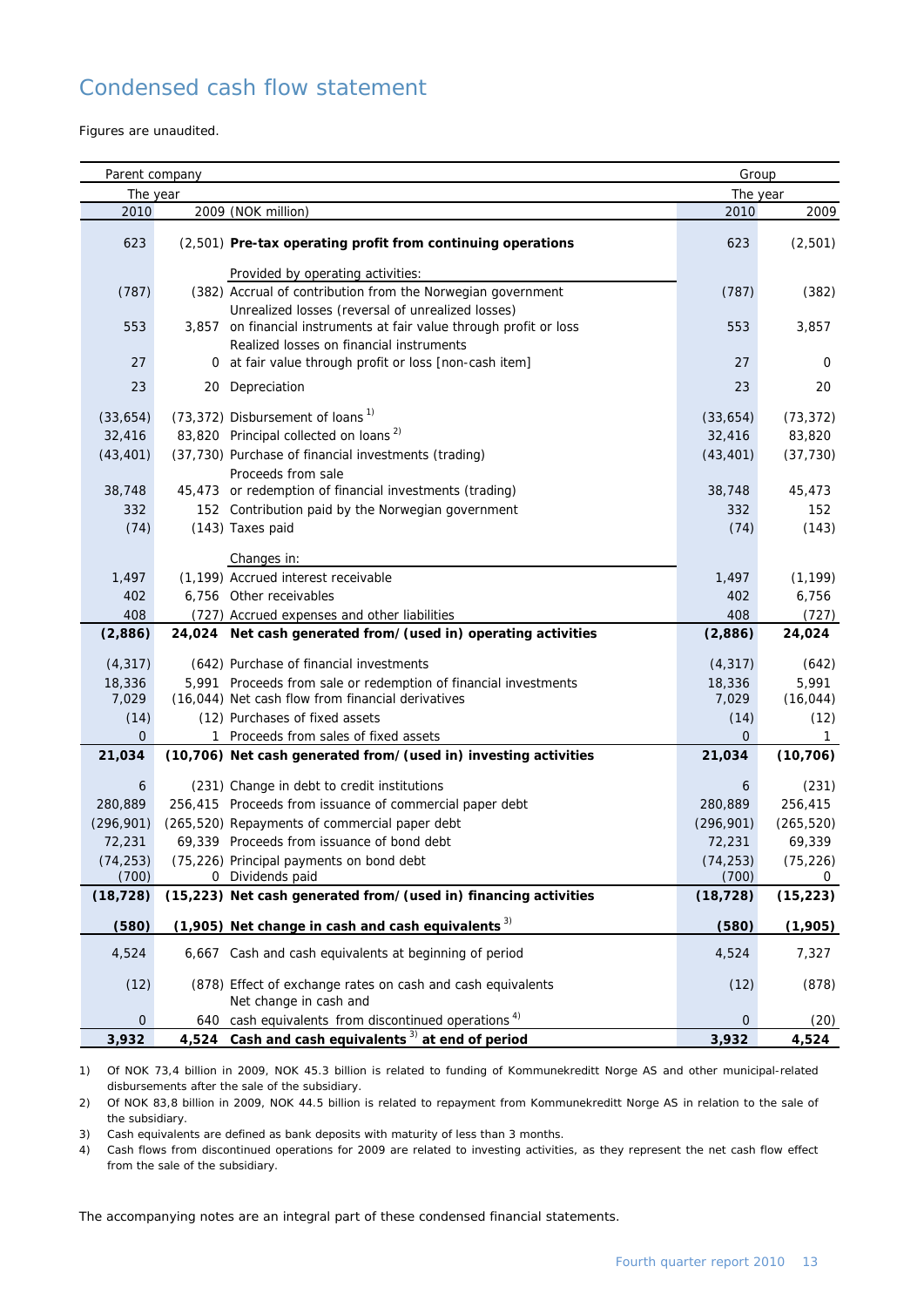# Condensed cash flow statement

Figures are unaudited.

| Parent company | | | Group | |
|---|---|---|---|---|
| The year | | | The year | |
| 2010 | 2009 | (NOK million) | 2010 | 2009 |
| 623 | (2,501) | **Pre-tax operating profit from continuing operations** | 623 | (2,501) |
| | | Provided by operating activities: | | |
| (787) | (382) | Accrual of contribution from the Norwegian government | (787) | (382) |
| 553 | 3,857 | Unrealized losses (reversal of unrealized losses) on financial instruments at fair value through profit or loss | 553 | 3,857 |
| 27 | 0 | Realized losses on financial instruments at fair value through profit or loss [non-cash item] | 27 | 0 |
| 23 | 20 | Depreciation | 23 | 20 |
| (33,654) | (73,372) | Disbursement of loans [1] | (33,654) | (73,372) |
| 32,416 | 83,820 | Principal collected on loans [2] | 32,416 | 83,820 |
| (43,401) | (37,730) | Purchase of financial investments (trading) | (43,401) | (37,730) |
| 38,748 | 45,473 | Proceeds from sale or redemption of financial investments (trading) | 38,748 | 45,473 |
| 332 | 152 | Contribution paid by the Norwegian government | 332 | 152 |
| (74) | (143) | Taxes paid | (74) | (143) |
| | | Changes in: | | |
| 1,497 | (1,199) | Accrued interest receivable | 1,497 | (1,199) |
| 402 | 6,756 | Other receivables | 402 | 6,756 |
| 408 | (727) | Accrued expenses and other liabilities | 408 | (727) |
| **(2,886)** | **24,024** | **Net cash generated from/(used in) operating activities** | **(2,886)** | **24,024** |
| (4,317) | (642) | Purchase of financial investments | (4,317) | (642) |
| 18,336 | 5,991 | Proceeds from sale or redemption of financial investments | 18,336 | 5,991 |
| 7,029 | (16,044) | Net cash flow from financial derivatives | 7,029 | (16,044) |
| (14) | (12) | Purchases of fixed assets | (14) | (12) |
| 0 | 1 | Proceeds from sales of fixed assets | 0 | 1 |
| **21,034** | **(10,706)** | **Net cash generated from/(used in) investing activities** | **21,034** | **(10,706)** |
| 6 | (231) | Change in debt to credit institutions | 6 | (231) |
| 280,889 | 256,415 | Proceeds from issuance of commercial paper debt | 280,889 | 256,415 |
| (296,901) | (265,520) | Repayments of commercial paper debt | (296,901) | (265,520) |
| 72,231 | 69,339 | Proceeds from issuance of bond debt | 72,231 | 69,339 |
| (74,253) | (75,226) | Principal payments on bond debt | (74,253) | (75,226) |
| (700) | 0 | Dividends paid | (700) | 0 |
| **(18,728)** | **(15,223)** | **Net cash generated from/(used in) financing activities** | **(18,728)** | **(15,223)** |
| **(580)** | **(1,905)** | **Net change in cash and cash equivalents [3]** | **(580)** | **(1,905)** |
| 4,524 | 6,667 | Cash and cash equivalents at beginning of period | 4,524 | 7,327 |
| (12) | (878) | Effect of exchange rates on cash and cash equivalents | (12) | (878) |
| 0 | 640 | Net change in cash and cash equivalents from discontinued operations [4] | 0 | (20) |
| **3,932** | **4,524** | **Cash and cash equivalents [3] at end of period** | **3,932** | **4,524** |

1) Of NOK 73,4 billion in 2009, NOK 45.3 billion is related to funding of Kommunekreditt Norge AS and other municipal-related disbursements after the sale of the subsidiary.

2) Of NOK 83,8 billion in 2009, NOK 44.5 billion is related to repayment from Kommunekreditt Norge AS in relation to the sale of the subsidiary.

3) Cash equivalents are defined as bank deposits with maturity of less than 3 months.

4) Cash flows from discontinued operations for 2009 are related to investing activities, as they represent the net cash flow effect from the sale of the subsidiary.

The accompanying notes are an integral part of these condensed financial statements.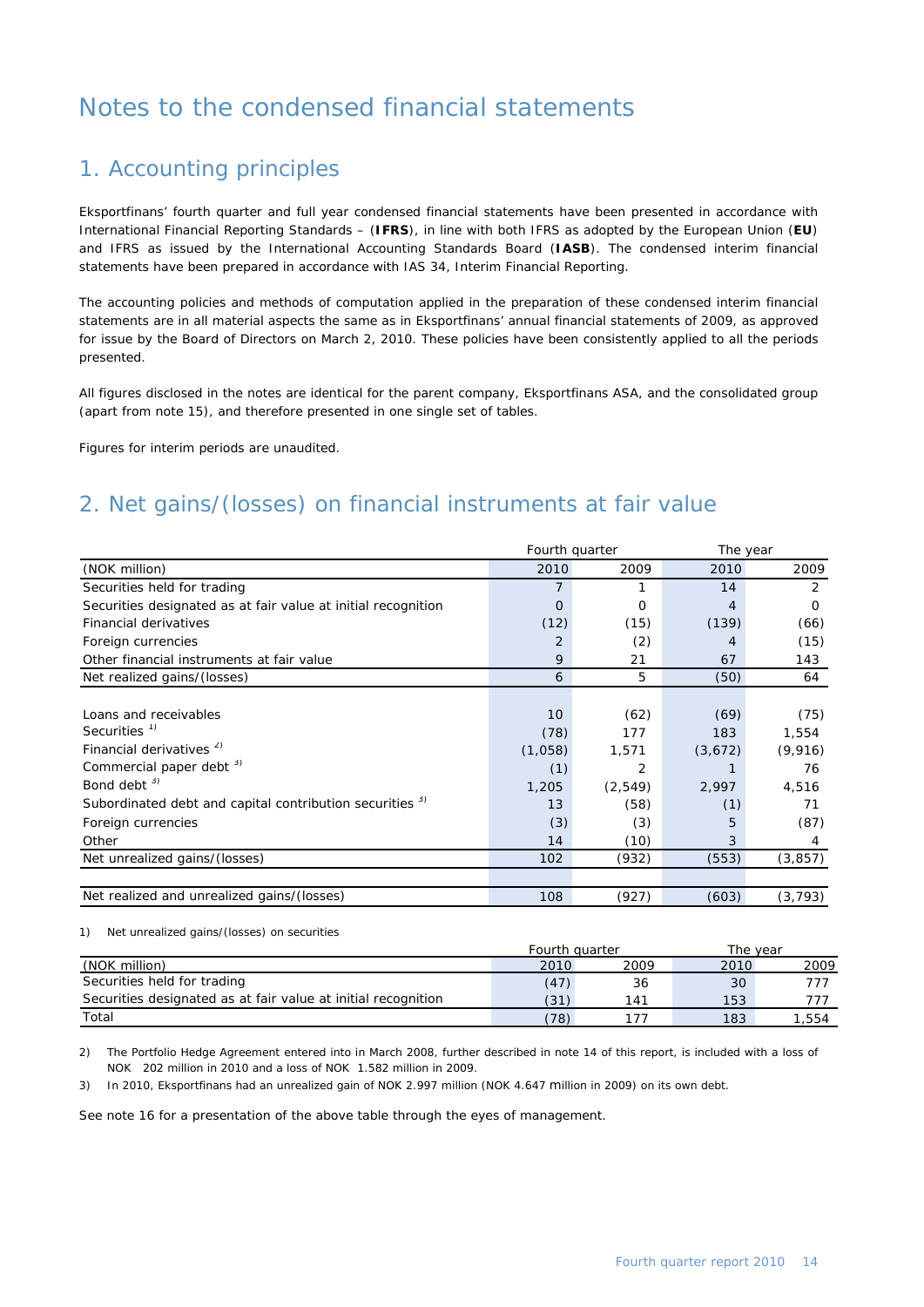# Notes to the condensed financial statements

## 1. Accounting principles

Eksportfinans' fourth quarter and full year condensed financial statements have been presented in accordance with International Financial Reporting Standards – (**IFRS**), in line with both IFRS as adopted by the European Union (**EU**) and IFRS as issued by the International Accounting Standards Board (**IASB**). The condensed interim financial statements have been prepared in accordance with IAS 34, Interim Financial Reporting.

The accounting policies and methods of computation applied in the preparation of these condensed interim financial statements are in all material aspects the same as in Eksportfinans' annual financial statements of 2009, as approved for issue by the Board of Directors on March 2, 2010. These policies have been consistently applied to all the periods presented.

All figures disclosed in the notes are identical for the parent company, Eksportfinans ASA, and the consolidated group (apart from note 15), and therefore presented in one single set of tables.

Figures for interim periods are unaudited.

## 2. Net gains/(losses) on financial instruments at fair value

| | Fourth quarter | | The year | |
|---|---|---|---|---|
| (NOK million) | 2010 | 2009 | 2010 | 2009 |
| Securities held for trading | 7 | 1 | 14 | 2 |
| Securities designated as at fair value at initial recognition | 0 | 0 | 4 | 0 |
| Financial derivatives | (12) | (15) | (139) | (66) |
| Foreign currencies | 2 | (2) | 4 | (15) |
| Other financial instruments at fair value | 9 | 21 | 67 | 143 |
| Net realized gains/(losses) | 6 | 5 | (50) | 64 |
| | | | | |
| Loans and receivables | 10 | (62) | (69) | (75) |
| Securities [1] | (78) | 177 | 183 | 1,554 |
| Financial derivatives [2] | (1,058) | 1,571 | (3,672) | (9,916) |
| Commercial paper debt [3] | (1) | 2 | 1 | 76 |
| Bond debt [3] | 1,205 | (2,549) | 2,997 | 4,516 |
| Subordinated debt and capital contribution securities [3] | 13 | (58) | (1) | 71 |
| Foreign currencies | (3) | (3) | 5 | (87) |
| Other | 14 | (10) | 3 | 4 |
| Net unrealized gains/(losses) | 102 | (932) | (553) | (3,857) |
| | | | | |
| Net realized and unrealized gains/(losses) | 108 | (927) | (603) | (3,793) |

1) Net unrealized gains/(losses) on securities

| | Fourth quarter | | The year | |
|---|---|---|---|---|
| (NOK million) | 2010 | 2009 | 2010 | 2009 |
| Securities held for trading | (47) | 36 | 30 | 777 |
| Securities designated as at fair value at initial recognition | (31) | 141 | 153 | 777 |
| Total | (78) | 177 | 183 | 1,554 |

2) The Portfolio Hedge Agreement entered into in March 2008, further described in note 14 of this report, is included with a loss of NOK 202 million in 2010 and a loss of NOK 1.582 million in 2009.

3) In 2010, Eksportfinans had an unrealized gain of NOK 2.997 million (NOK 4.647 million in 2009) on its own debt.

See note 16 for a presentation of the above table through the eyes of management.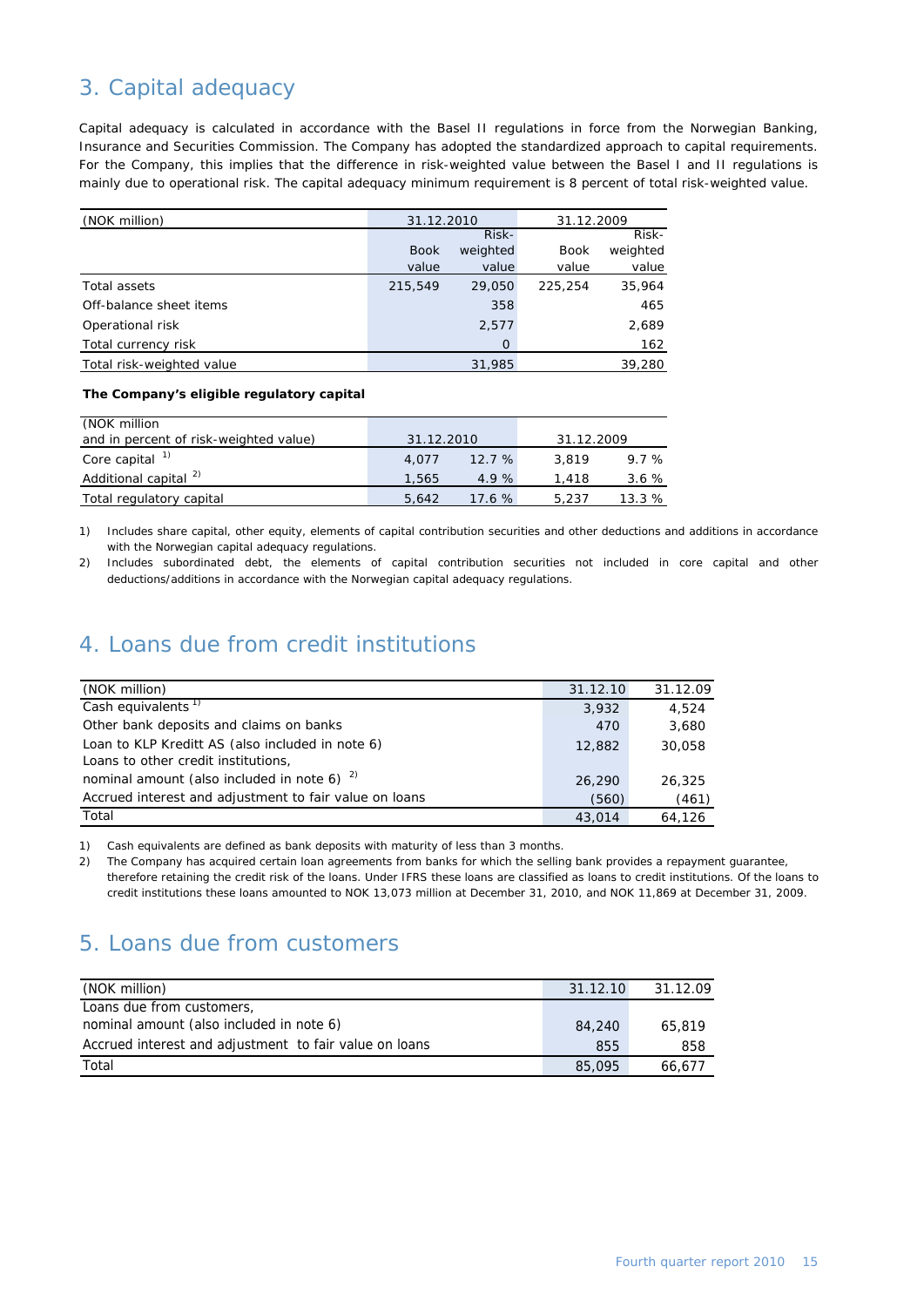## 3. Capital adequacy

Capital adequacy is calculated in accordance with the Basel II regulations in force from the Norwegian Banking, Insurance and Securities Commission. The Company has adopted the standardized approach to capital requirements. For the Company, this implies that the difference in risk-weighted value between the Basel I and II regulations is mainly due to operational risk. The capital adequacy minimum requirement is 8 percent of total risk-weighted value.

| (NOK million) | 31.12.2010 | | 31.12.2009 | |
|---|---|---|---|---|
| | Book value | Risk-weighted value | Book value | Risk-weighted value |
| Total assets | 215,549 | 29,050 | 225,254 | 35,964 |
| Off-balance sheet items | | 358 | | 465 |
| Operational risk | | 2,577 | | 2,689 |
| Total currency risk | | 0 | | 162 |
| Total risk-weighted value | | 31,985 | | 39,280 |

**The Company's eligible regulatory capital**

| (NOK million and in percent of risk-weighted value) | 31.12.2010 | | 31.12.2009 | |
|---|---|---|---|---|
| Core capital [1] | 4,077 | 12.7 % | 3,819 | 9.7 % |
| Additional capital [2] | 1,565 | 4.9 % | 1,418 | 3.6 % |
| Total regulatory capital | 5,642 | 17.6 % | 5,237 | 13.3 % |

1) Includes share capital, other equity, elements of capital contribution securities and other deductions and additions in accordance with the Norwegian capital adequacy regulations.

2) Includes subordinated debt, the elements of capital contribution securities not included in core capital and other deductions/additions in accordance with the Norwegian capital adequacy regulations.

## 4. Loans due from credit institutions

| (NOK million) | 31.12.10 | 31.12.09 |
|---|---|---|
| Cash equivalents [1] | 3,932 | 4,524 |
| Other bank deposits and claims on banks | 470 | 3,680 |
| Loan to KLP Kreditt AS (also included in note 6) | 12,882 | 30,058 |
| Loans to other credit institutions, nominal amount (also included in note 6) [2] | 26,290 | 26,325 |
| Accrued interest and adjustment to fair value on loans | (560) | (461) |
| Total | 43,014 | 64,126 |

1) Cash equivalents are defined as bank deposits with maturity of less than 3 months.

2) The Company has acquired certain loan agreements from banks for which the selling bank provides a repayment guarantee, therefore retaining the credit risk of the loans. Under IFRS these loans are classified as loans to credit institutions. Of the loans to credit institutions these loans amounted to NOK 13,073 million at December 31, 2010, and NOK 11,869 at December 31, 2009.

## 5. Loans due from customers

| (NOK million) | 31.12.10 | 31.12.09 |
|---|---|---|
| Loans due from customers, nominal amount (also included in note 6) | 84,240 | 65,819 |
| Accrued interest and adjustment to fair value on loans | 855 | 858 |
| Total | 85,095 | 66,677 |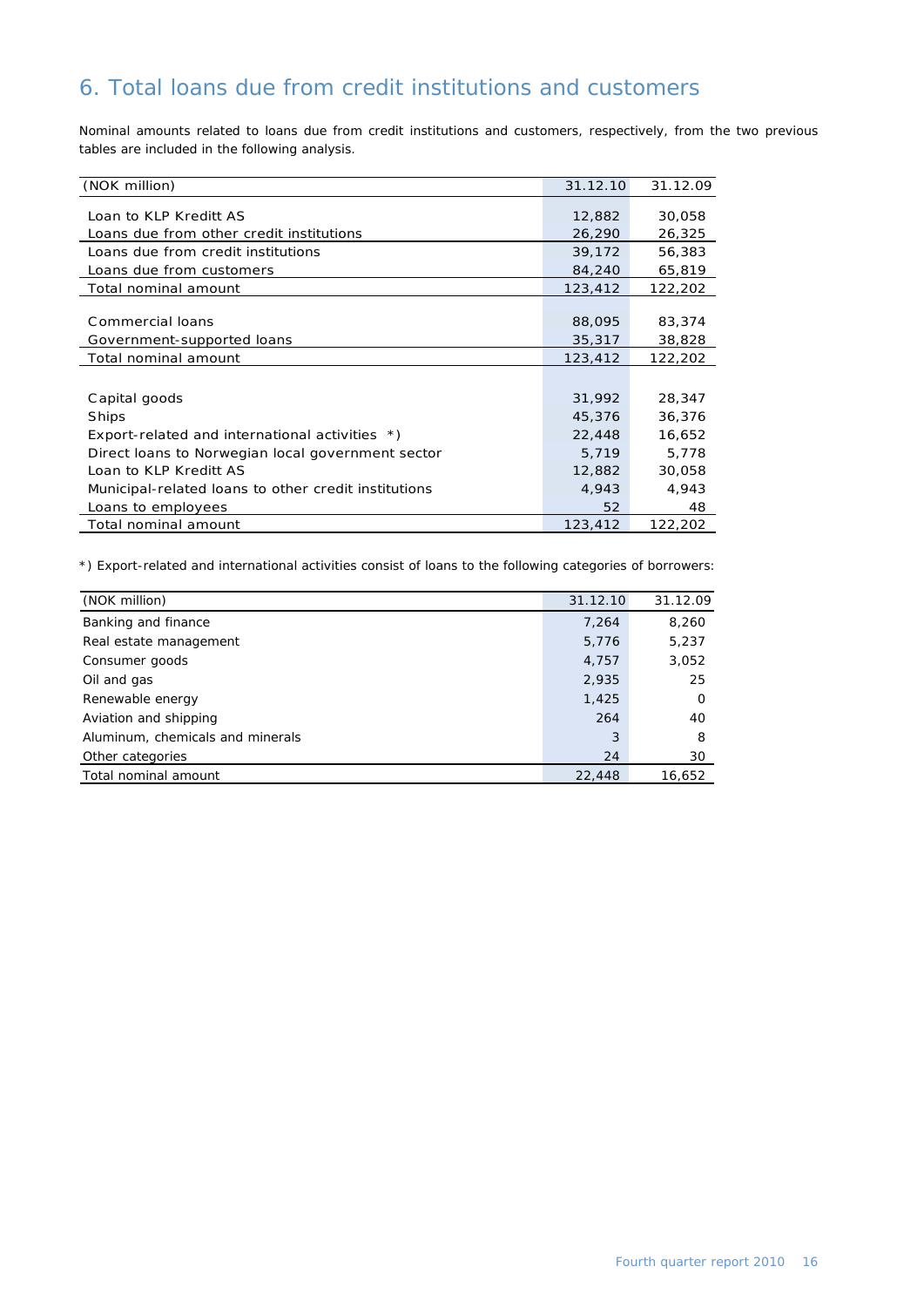# 6. Total loans due from credit institutions and customers

Nominal amounts related to loans due from credit institutions and customers, respectively, from the two previous tables are included in the following analysis.

| (NOK million) | 31.12.10 | 31.12.09 |
|---|---|---|
| Loan to KLP Kreditt AS | 12,882 | 30,058 |
| Loans due from other credit institutions | 26,290 | 26,325 |
| Loans due from credit institutions | 39,172 | 56,383 |
| Loans due from customers | 84,240 | 65,819 |
| Total nominal amount | 123,412 | 122,202 |
| | | |
| Commercial loans | 88,095 | 83,374 |
| Government-supported loans | 35,317 | 38,828 |
| Total nominal amount | 123,412 | 122,202 |
| | | |
| Capital goods | 31,992 | 28,347 |
| Ships | 45,376 | 36,376 |
| Export-related and international activities *) | 22,448 | 16,652 |
| Direct loans to Norwegian local government sector | 5,719 | 5,778 |
| Loan to KLP Kreditt AS | 12,882 | 30,058 |
| Municipal-related loans to other credit institutions | 4,943 | 4,943 |
| Loans to employees | 52 | 48 |
| Total nominal amount | 123,412 | 122,202 |

*) Export-related and international activities consist of loans to the following categories of borrowers:

| (NOK million) | 31.12.10 | 31.12.09 |
|---|---|---|
| Banking and finance | 7,264 | 8,260 |
| Real estate management | 5,776 | 5,237 |
| Consumer goods | 4,757 | 3,052 |
| Oil and gas | 2,935 | 25 |
| Renewable energy | 1,425 | 0 |
| Aviation and shipping | 264 | 40 |
| Aluminum, chemicals and minerals | 3 | 8 |
| Other categories | 24 | 30 |
| Total nominal amount | 22,448 | 16,652 |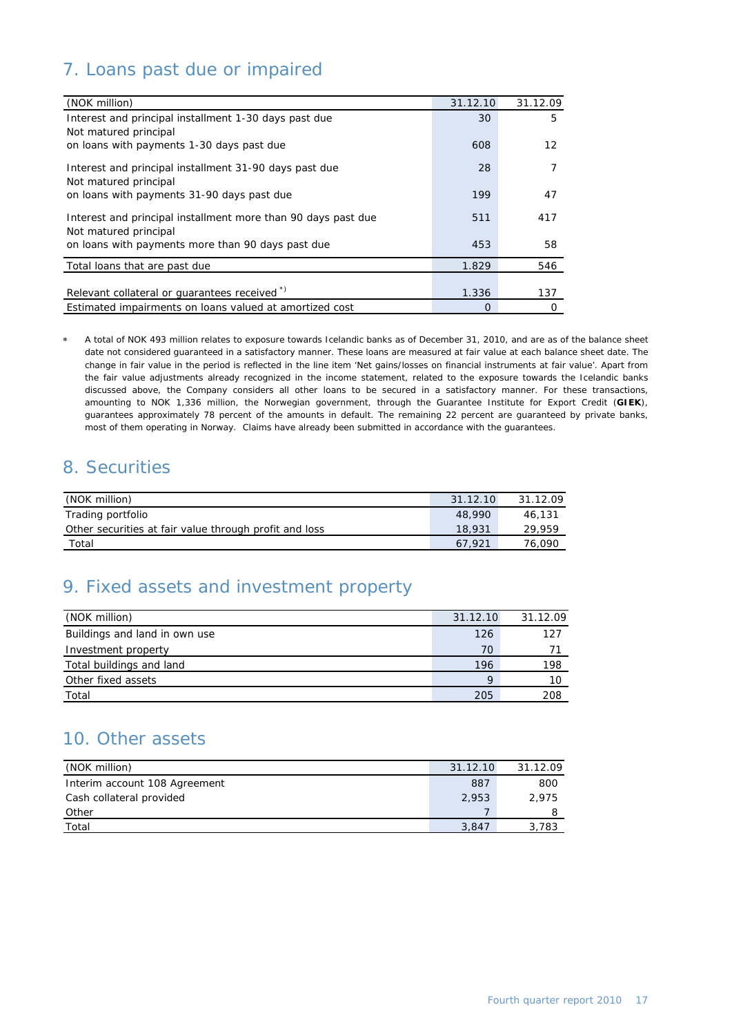## 7. Loans past due or impaired

| (NOK million) | 31.12.10 | 31.12.09 |
|---|---|---|
| Interest and principal installment 1-30 days past due | 30 | 5 |
| Not matured principal on loans with payments 1-30 days past due | 608 | 12 |
| Interest and principal installment 31-90 days past due | 28 | 7 |
| Not matured principal on loans with payments 31-90 days past due | 199 | 47 |
| Interest and principal installment more than 90 days past due | 511 | 417 |
| Not matured principal on loans with payments more than 90 days past due | 453 | 58 |
| Total loans that are past due | 1.829 | 546 |
| Relevant collateral or guarantees received *) | 1.336 | 137 |
| Estimated impairments on loans valued at amortized cost | 0 | 0 |

\* A total of NOK 493 million relates to exposure towards Icelandic banks as of December 31, 2010, and are as of the balance sheet date not considered guaranteed in a satisfactory manner. These loans are measured at fair value at each balance sheet date. The change in fair value in the period is reflected in the line item 'Net gains/losses on financial instruments at fair value'. Apart from the fair value adjustments already recognized in the income statement, related to the exposure towards the Icelandic banks discussed above, the Company considers all other loans to be secured in a satisfactory manner. For these transactions, amounting to NOK 1,336 million, the Norwegian government, through the Guarantee Institute for Export Credit (**GIEK**), guarantees approximately 78 percent of the amounts in default. The remaining 22 percent are guaranteed by private banks, most of them operating in Norway. Claims have already been submitted in accordance with the guarantees.

## 8. Securities

| (NOK million) | 31.12.10 | 31.12.09 |
|---|---|---|
| Trading portfolio | 48,990 | 46,131 |
| Other securities at fair value through profit and loss | 18,931 | 29,959 |
| Total | 67,921 | 76,090 |

## 9. Fixed assets and investment property

| (NOK million) | 31.12.10 | 31.12.09 |
|---|---|---|
| Buildings and land in own use | 126 | 127 |
| Investment property | 70 | 71 |
| Total buildings and land | 196 | 198 |
| Other fixed assets | 9 | 10 |
| Total | 205 | 208 |

## 10. Other assets

| (NOK million) | 31.12.10 | 31.12.09 |
|---|---|---|
| Interim account 108 Agreement | 887 | 800 |
| Cash collateral provided | 2,953 | 2,975 |
| Other | 7 | 8 |
| Total | 3,847 | 3,783 |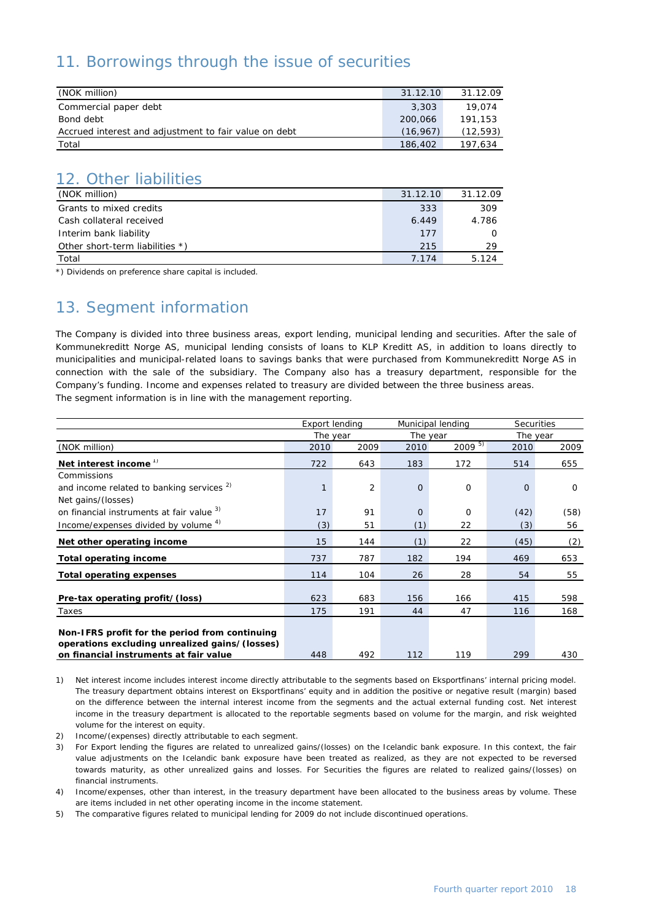## 11. Borrowings through the issue of securities

| (NOK million) | 31.12.10 | 31.12.09 |
|---|---|---|
| Commercial paper debt | 3,303 | 19,074 |
| Bond debt | 200,066 | 191,153 |
| Accrued interest and adjustment to fair value on debt | (16,967) | (12,593) |
| Total | 186,402 | 197,634 |

## 12. Other liabilities

| (NOK million) | 31.12.10 | 31.12.09 |
|---|---|---|
| Grants to mixed credits | 333 | 309 |
| Cash collateral received | 6.449 | 4.786 |
| Interim bank liability | 177 | 0 |
| Other short-term liabilities *) | 215 | 29 |
| Total | 7.174 | 5.124 |

*) Dividends on preference share capital is included.

## 13. Segment information

The Company is divided into three business areas, export lending, municipal lending and securities. After the sale of Kommunekreditt Norge AS, municipal lending consists of loans to KLP Kreditt AS, in addition to loans directly to municipalities and municipal-related loans to savings banks that were purchased from Kommunekreditt Norge AS in connection with the sale of the subsidiary. The Company also has a treasury department, responsible for the Company's funding. Income and expenses related to treasury are divided between the three business areas.
The segment information is in line with the management reporting.

| | Export lending | | Municipal lending | | Securities | |
|---|---|---|---|---|---|---|
| | The year | | The year | | The year | |
| (NOK million) | 2010 | 2009 | 2010 | 2009 [5] | 2010 | 2009 |
| **Net interest income** [1] | 722 | 643 | 183 | 172 | 514 | 655 |
| Commissions and income related to banking services [2] | 1 | 2 | 0 | 0 | 0 | 0 |
| Net gains/(losses) on financial instruments at fair value [3] | 17 | 91 | 0 | 0 | (42) | (58) |
| Income/expenses divided by volume [4] | (3) | 51 | (1) | 22 | (3) | 56 |
| **Net other operating income** | 15 | 144 | (1) | 22 | (45) | (2) |
| **Total operating income** | 737 | 787 | 182 | 194 | 469 | 653 |
| **Total operating expenses** | 114 | 104 | 26 | 28 | 54 | 55 |
| **Pre-tax operating profit/(loss)** | 623 | 683 | 156 | 166 | 415 | 598 |
| Taxes | 175 | 191 | 44 | 47 | 116 | 168 |
| **Non-IFRS profit for the period from continuing operations excluding unrealized gains/(losses) on financial instruments at fair value** | 448 | 492 | 112 | 119 | 299 | 430 |

1) Net interest income includes interest income directly attributable to the segments based on Eksportfinans' internal pricing model. The treasury department obtains interest on Eksportfinans' equity and in addition the positive or negative result (margin) based on the difference between the internal interest income from the segments and the actual external funding cost. Net interest income in the treasury department is allocated to the reportable segments based on volume for the margin, and risk weighted volume for the interest on equity.

2) Income/(expenses) directly attributable to each segment.

3) For Export lending the figures are related to unrealized gains/(losses) on the Icelandic bank exposure. In this context, the fair value adjustments on the Icelandic bank exposure have been treated as realized, as they are not expected to be reversed towards maturity, as other unrealized gains and losses. For Securities the figures are related to realized gains/(losses) on financial instruments.

4) Income/expenses, other than interest, in the treasury department have been allocated to the business areas by volume. These are items included in net other operating income in the income statement.

5) The comparative figures related to municipal lending for 2009 do not include discontinued operations.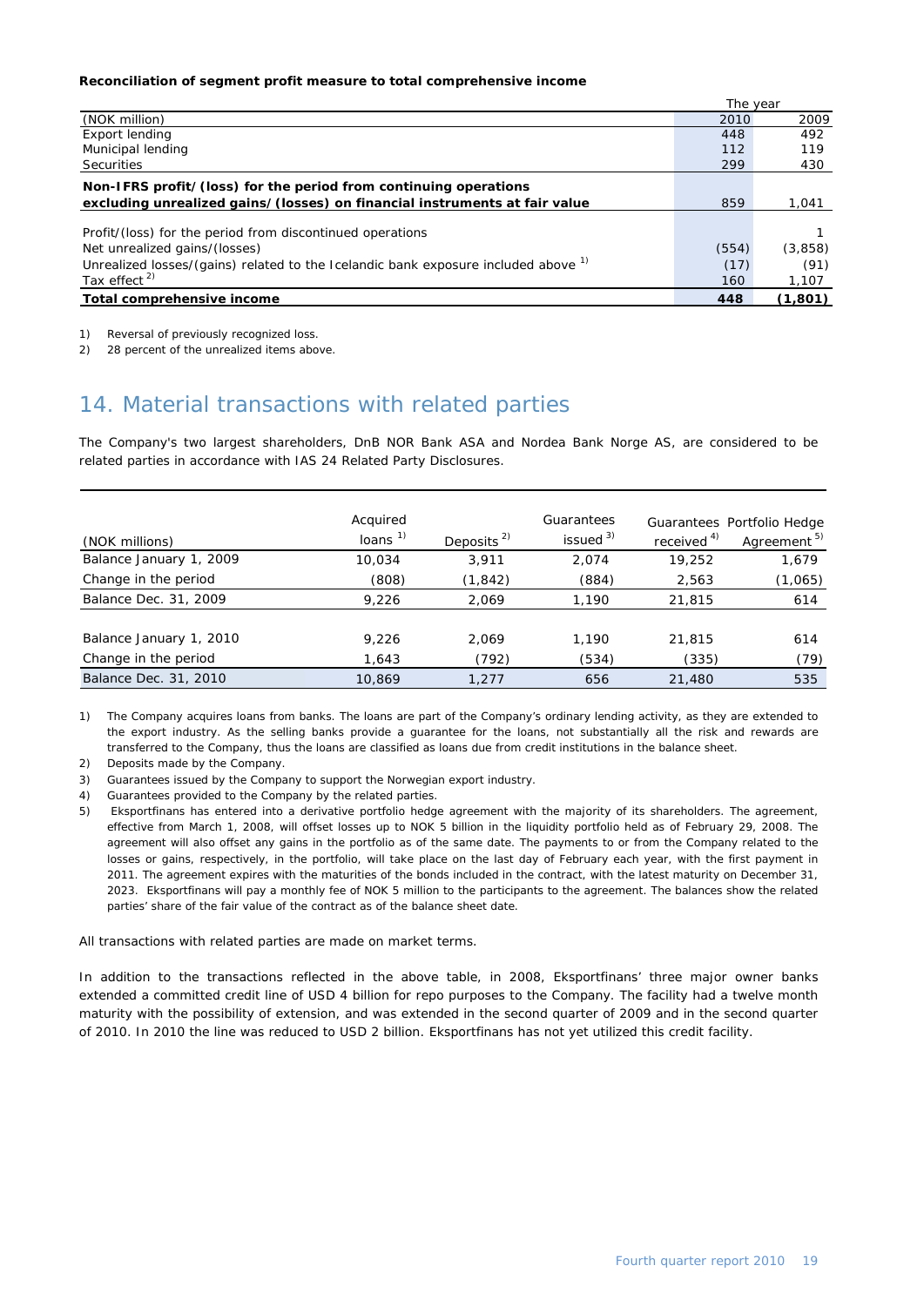**Reconciliation of segment profit measure to total comprehensive income**

| | The year | |
|---|---|---|
| (NOK million) | 2010 | 2009 |
| Export lending | 448 | 492 |
| Municipal lending | 112 | 119 |
| Securities | 299 | 430 |
| **Non-IFRS profit/(loss) for the period from continuing operations excluding unrealized gains/(losses) on financial instruments at fair value** | 859 | 1,041 |
| Profit/(loss) for the period from discontinued operations | | 1 |
| Net unrealized gains/(losses) | (554) | (3,858) |
| Unrealized losses/(gains) related to the Icelandic bank exposure included above [1] | (17) | (91) |
| Tax effect [2] | 160 | 1,107 |
| **Total comprehensive income** | **448** | **(1,801)** |

1) Reversal of previously recognized loss.

2) 28 percent of the unrealized items above.

## 14. Material transactions with related parties

The Company's two largest shareholders, DnB NOR Bank ASA and Nordea Bank Norge AS, are considered to be related parties in accordance with IAS 24 Related Party Disclosures.

| (NOK millions) | Acquired loans [1] | Deposits [2] | Guarantees issued [3] | Guarantees received [4] | Portfolio Hedge Agreement [5] |
|---|---|---|---|---|---|
| Balance January 1, 2009 | 10,034 | 3,911 | 2,074 | 19,252 | 1,679 |
| Change in the period | (808) | (1,842) | (884) | 2,563 | (1,065) |
| Balance Dec. 31, 2009 | 9,226 | 2,069 | 1,190 | 21,815 | 614 |
| | | | | | |
| Balance January 1, 2010 | 9,226 | 2,069 | 1,190 | 21,815 | 614 |
| Change in the period | 1,643 | (792) | (534) | (335) | (79) |
| Balance Dec. 31, 2010 | 10,869 | 1,277 | 656 | 21,480 | 535 |

1) The Company acquires loans from banks. The loans are part of the Company's ordinary lending activity, as they are extended to the export industry. As the selling banks provide a guarantee for the loans, not substantially all the risk and rewards are transferred to the Company, thus the loans are classified as loans due from credit institutions in the balance sheet.

2) Deposits made by the Company.

3) Guarantees issued by the Company to support the Norwegian export industry.

4) Guarantees provided to the Company by the related parties.

5) Eksportfinans has entered into a derivative portfolio hedge agreement with the majority of its shareholders. The agreement, effective from March 1, 2008, will offset losses up to NOK 5 billion in the liquidity portfolio held as of February 29, 2008. The agreement will also offset any gains in the portfolio as of the same date. The payments to or from the Company related to the losses or gains, respectively, in the portfolio, will take place on the last day of February each year, with the first payment in 2011. The agreement expires with the maturities of the bonds included in the contract, with the latest maturity on December 31, 2023. Eksportfinans will pay a monthly fee of NOK 5 million to the participants to the agreement. The balances show the related parties' share of the fair value of the contract as of the balance sheet date.

All transactions with related parties are made on market terms.

In addition to the transactions reflected in the above table, in 2008, Eksportfinans' three major owner banks extended a committed credit line of USD 4 billion for repo purposes to the Company. The facility had a twelve month maturity with the possibility of extension, and was extended in the second quarter of 2009 and in the second quarter of 2010. In 2010 the line was reduced to USD 2 billion. Eksportfinans has not yet utilized this credit facility.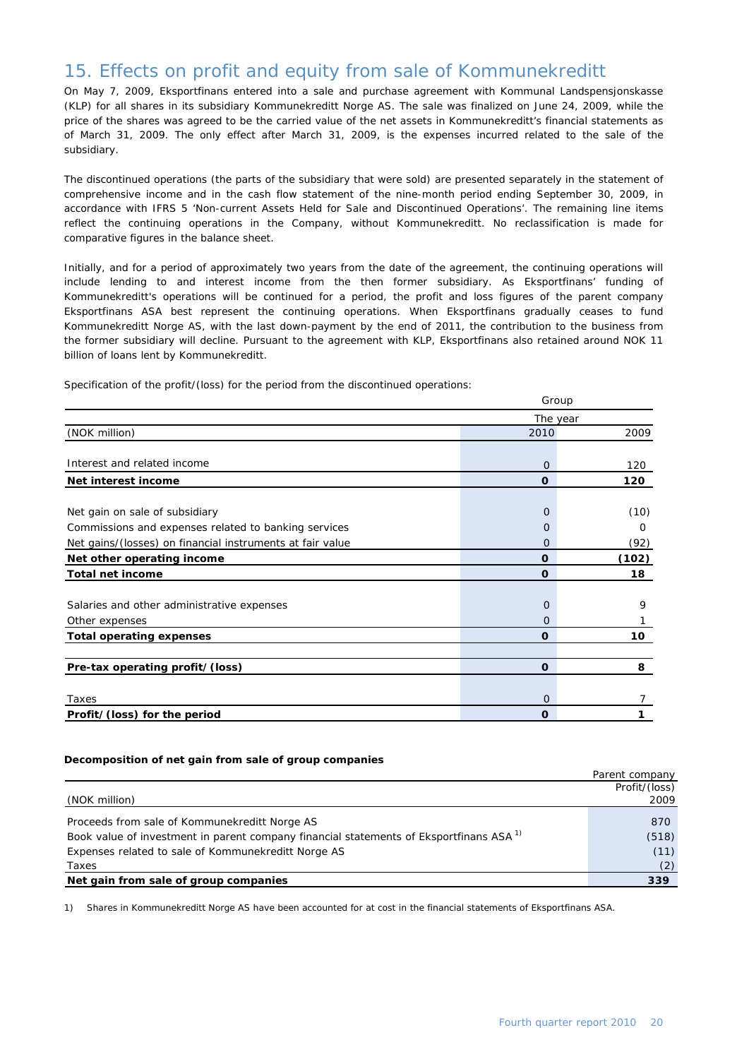## 15. Effects on profit and equity from sale of Kommunekreditt

On May 7, 2009, Eksportfinans entered into a sale and purchase agreement with Kommunal Landspensjonskasse (KLP) for all shares in its subsidiary Kommunekreditt Norge AS. The sale was finalized on June 24, 2009, while the price of the shares was agreed to be the carried value of the net assets in Kommunekreditt's financial statements as of March 31, 2009. The only effect after March 31, 2009, is the expenses incurred related to the sale of the subsidiary.

The discontinued operations (the parts of the subsidiary that were sold) are presented separately in the statement of comprehensive income and in the cash flow statement of the nine-month period ending September 30, 2009, in accordance with IFRS 5 'Non-current Assets Held for Sale and Discontinued Operations'. The remaining line items reflect the continuing operations in the Company, without Kommunekreditt. No reclassification is made for comparative figures in the balance sheet.

Initially, and for a period of approximately two years from the date of the agreement, the continuing operations will include lending to and interest income from the then former subsidiary. As Eksportfinans' funding of Kommunekreditt's operations will be continued for a period, the profit and loss figures of the parent company Eksportfinans ASA best represent the continuing operations. When Eksportfinans gradually ceases to fund Kommunekreditt Norge AS, with the last down-payment by the end of 2011, the contribution to the business from the former subsidiary will decline. Pursuant to the agreement with KLP, Eksportfinans also retained around NOK 11 billion of loans lent by Kommunekreditt.

Specification of the profit/(loss) for the period from the discontinued operations:

| | Group | |
|---|---|---|
| | The year | |
| (NOK million) | 2010 | 2009 |
| Interest and related income | 0 | 120 |
| **Net interest income** | **0** | **120** |
| Net gain on sale of subsidiary | 0 | (10) |
| Commissions and expenses related to banking services | 0 | 0 |
| Net gains/(losses) on financial instruments at fair value | 0 | (92) |
| **Net other operating income** | **0** | **(102)** |
| **Total net income** | **0** | **18** |
| Salaries and other administrative expenses | 0 | 9 |
| Other expenses | 0 | 1 |
| **Total operating expenses** | **0** | **10** |
| **Pre-tax operating profit/(loss)** | **0** | **8** |
| Taxes | 0 | 7 |
| **Profit/(loss) for the period** | **0** | **1** |

**Decomposition of net gain from sale of group companies**

| | Parent company |
|---|---|
| (NOK million) | Profit/(loss) 2009 |
| Proceeds from sale of Kommunekreditt Norge AS | 870 |
| Book value of investment in parent company financial statements of Eksportfinans ASA [1] | (518) |
| Expenses related to sale of Kommunekreditt Norge AS | (11) |
| Taxes | (2) |
| **Net gain from sale of group companies** | **339** |

1) Shares in Kommunekreditt Norge AS have been accounted for at cost in the financial statements of Eksportfinans ASA.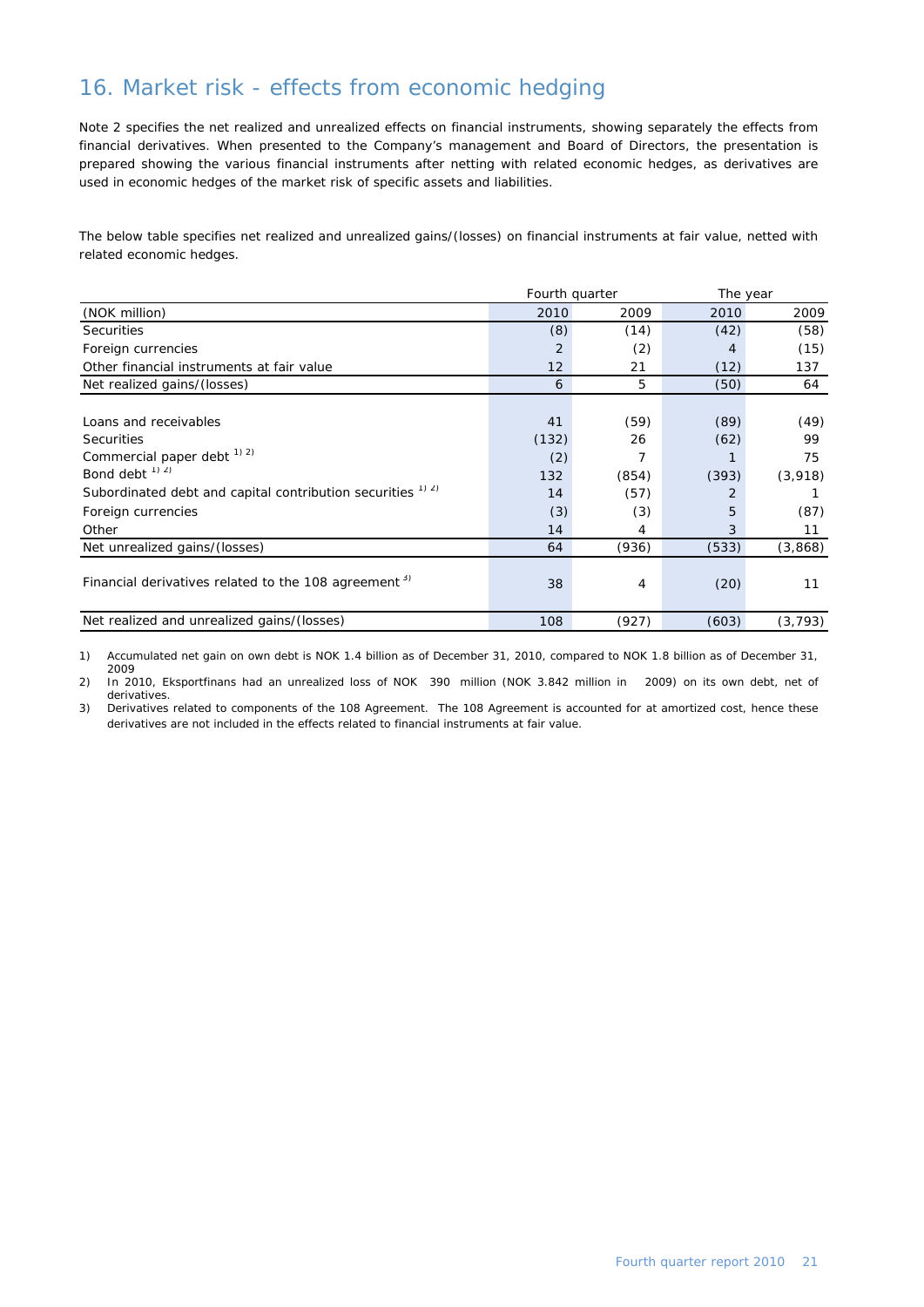## 16. Market risk - effects from economic hedging

Note 2 specifies the net realized and unrealized effects on financial instruments, showing separately the effects from financial derivatives. When presented to the Company's management and Board of Directors, the presentation is prepared showing the various financial instruments after netting with related economic hedges, as derivatives are used in economic hedges of the market risk of specific assets and liabilities.

The below table specifies net realized and unrealized gains/(losses) on financial instruments at fair value, netted with related economic hedges.

| | Fourth quarter | | The year | |
|---|---|---|---|---|
| (NOK million) | 2010 | 2009 | 2010 | 2009 |
| Securities | (8) | (14) | (42) | (58) |
| Foreign currencies | 2 | (2) | 4 | (15) |
| Other financial instruments at fair value | 12 | 21 | (12) | 137 |
| Net realized gains/(losses) | 6 | 5 | (50) | 64 |
| | | | | |
| Loans and receivables | 41 | (59) | (89) | (49) |
| Securities | (132) | 26 | (62) | 99 |
| Commercial paper debt [1) 2)] | (2) | 7 | 1 | 75 |
| Bond debt [1) 2)] | 132 | (854) | (393) | (3,918) |
| Subordinated debt and capital contribution securities [1) 2)] | 14 | (57) | 2 | 1 |
| Foreign currencies | (3) | (3) | 5 | (87) |
| Other | 14 | 4 | 3 | 11 |
| Net unrealized gains/(losses) | 64 | (936) | (533) | (3,868) |
| | | | | |
| Financial derivatives related to the 108 agreement [3)] | 38 | 4 | (20) | 11 |
| | | | | |
| Net realized and unrealized gains/(losses) | 108 | (927) | (603) | (3,793) |

1) Accumulated net gain on own debt is NOK 1.4 billion as of December 31, 2010, compared to NOK 1.8 billion as of December 31, 2009

2) In 2010, Eksportfinans had an unrealized loss of NOK 390 million (NOK 3.842 million in 2009) on its own debt, net of derivatives.

3) Derivatives related to components of the 108 Agreement. The 108 Agreement is accounted for at amortized cost, hence these derivatives are not included in the effects related to financial instruments at fair value.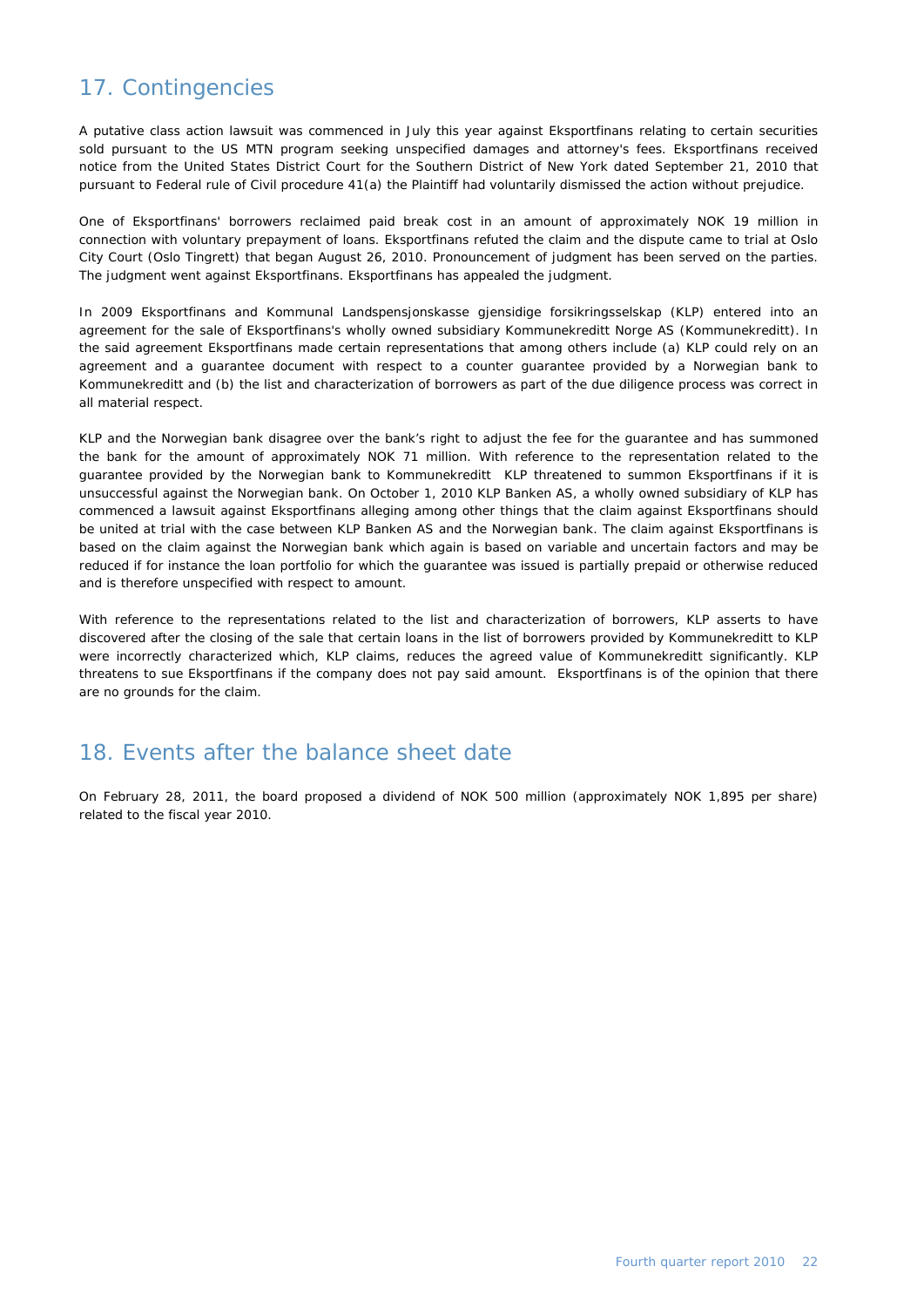## 17. Contingencies

A putative class action lawsuit was commenced in July this year against Eksportfinans relating to certain securities sold pursuant to the US MTN program seeking unspecified damages and attorney's fees. Eksportfinans received notice from the United States District Court for the Southern District of New York dated September 21, 2010 that pursuant to Federal rule of Civil procedure 41(a) the Plaintiff had voluntarily dismissed the action without prejudice.

One of Eksportfinans' borrowers reclaimed paid break cost in an amount of approximately NOK 19 million in connection with voluntary prepayment of loans. Eksportfinans refuted the claim and the dispute came to trial at Oslo City Court (Oslo Tingrett) that began August 26, 2010. Pronouncement of judgment has been served on the parties. The judgment went against Eksportfinans. Eksportfinans has appealed the judgment.

In 2009 Eksportfinans and Kommunal Landspensjonskasse gjensidige forsikringsselskap (KLP) entered into an agreement for the sale of Eksportfinans's wholly owned subsidiary Kommunekreditt Norge AS (Kommunekreditt). In the said agreement Eksportfinans made certain representations that among others include (a) KLP could rely on an agreement and a guarantee document with respect to a counter guarantee provided by a Norwegian bank to Kommunekreditt and (b) the list and characterization of borrowers as part of the due diligence process was correct in all material respect.

KLP and the Norwegian bank disagree over the bank's right to adjust the fee for the guarantee and has summoned the bank for the amount of approximately NOK 71 million. With reference to the representation related to the guarantee provided by the Norwegian bank to Kommunekreditt KLP threatened to summon Eksportfinans if it is unsuccessful against the Norwegian bank. On October 1, 2010 KLP Banken AS, a wholly owned subsidiary of KLP has commenced a lawsuit against Eksportfinans alleging among other things that the claim against Eksportfinans should be united at trial with the case between KLP Banken AS and the Norwegian bank. The claim against Eksportfinans is based on the claim against the Norwegian bank which again is based on variable and uncertain factors and may be reduced if for instance the loan portfolio for which the guarantee was issued is partially prepaid or otherwise reduced and is therefore unspecified with respect to amount.

With reference to the representations related to the list and characterization of borrowers, KLP asserts to have discovered after the closing of the sale that certain loans in the list of borrowers provided by Kommunekreditt to KLP were incorrectly characterized which, KLP claims, reduces the agreed value of Kommunekreditt significantly. KLP threatens to sue Eksportfinans if the company does not pay said amount. Eksportfinans is of the opinion that there are no grounds for the claim.

## 18. Events after the balance sheet date

On February 28, 2011, the board proposed a dividend of NOK 500 million (approximately NOK 1,895 per share) related to the fiscal year 2010.